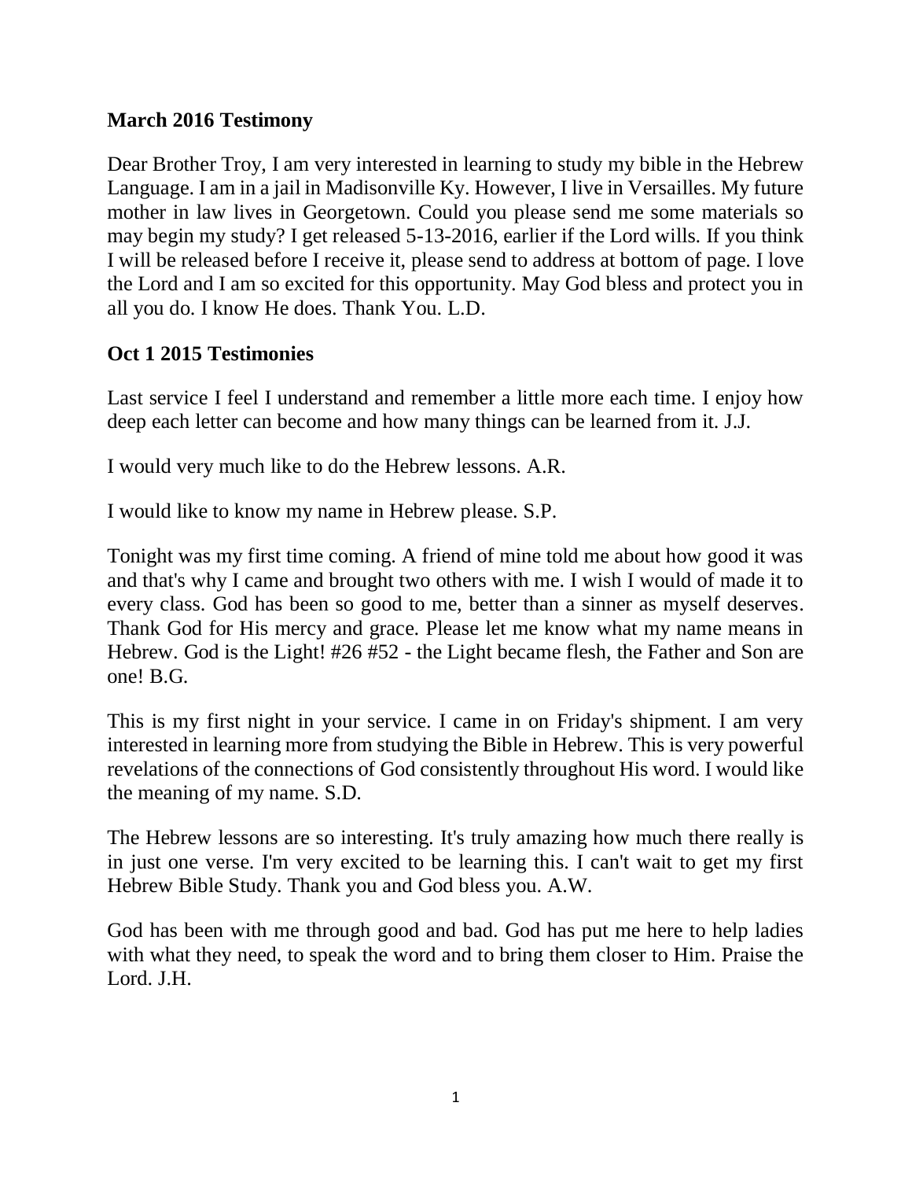**March 2016 Testimony**

Dear Brother Troy, I am very interested in learning to study my bible in the Hebrew Language. I am in a jail in Madisonville Ky. However, I live in Versailles. My future mother in law lives in Georgetown. Could you please send me some materials so may begin my study? I get released 5-13-2016, earlier if the Lord wills. If you think I will be released before I receive it, please send to address at bottom of page. I love the Lord and I am so excited for this opportunity. May God bless and protect you in all you do. I know He does. Thank You. L.D.

**Oct 1 2015 Testimonies**

Last service I feel I understand and remember a little more each time. I enjoy how deep each letter can become and how many things can be learned from it. J.J.

I would very much like to do the Hebrew lessons. A.R.

I would like to know my name in Hebrew please. S.P.

Tonight was my first time coming. A friend of mine told me about how good it was and that's why I came and brought two others with me. I wish I would of made it to every class. God has been so good to me, better than a sinner as myself deserves. Thank God for His mercy and grace. Please let me know what my name means in Hebrew. God is the Light! #26 #52 - the Light became flesh, the Father and Son are one! B.G.

This is my first night in your service. I came in on Friday's shipment. I am very interested in learning more from studying the Bible in Hebrew. This is very powerful revelations of the connections of God consistently throughout His word. I would like the meaning of my name. S.D.

The Hebrew lessons are so interesting. It's truly amazing how much there really is in just one verse. I'm very excited to be learning this. I can't wait to get my first Hebrew Bible Study. Thank you and God bless you. A.W.

God has been with me through good and bad. God has put me here to help ladies with what they need, to speak the word and to bring them closer to Him. Praise the Lord. J.H.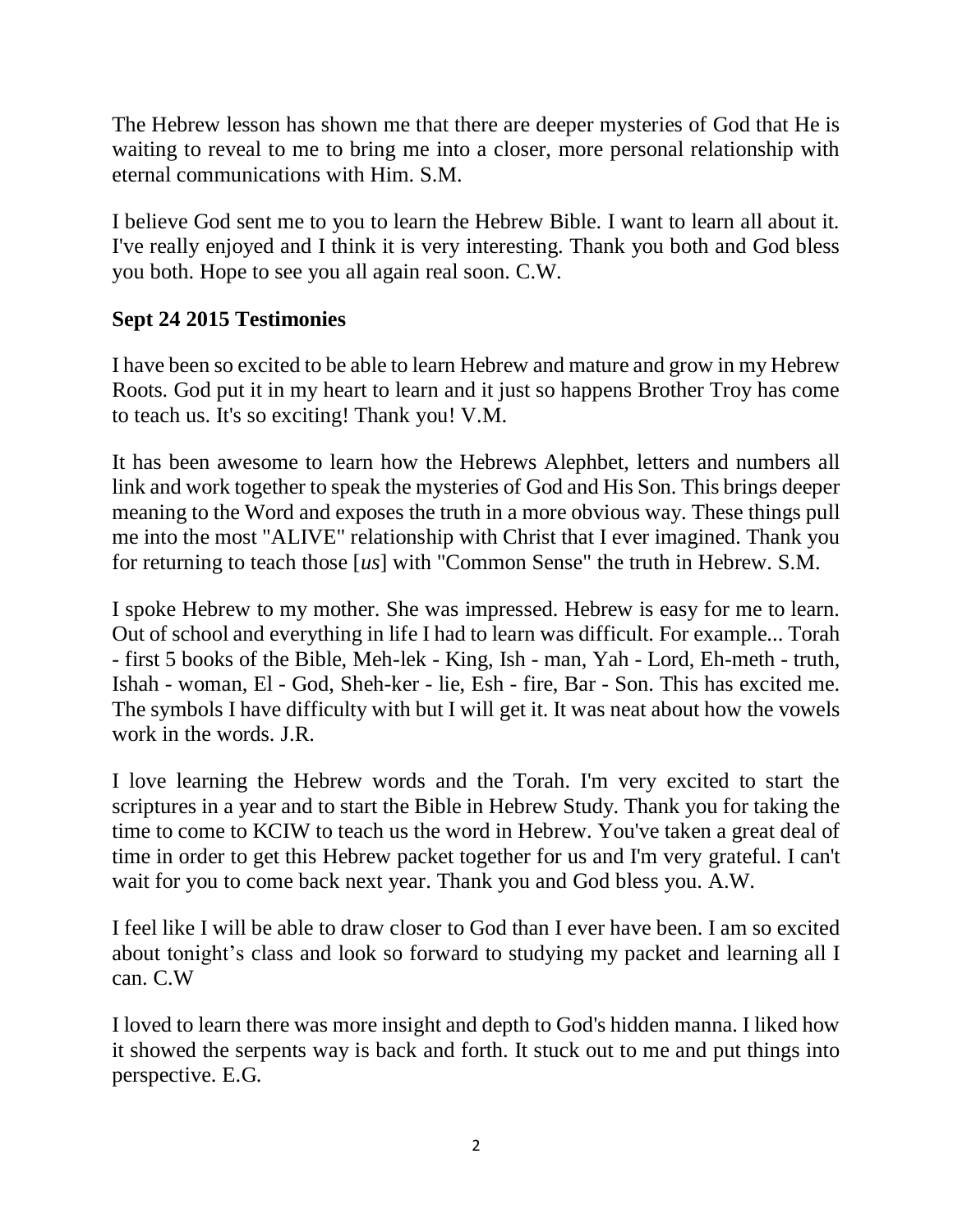The Hebrew lesson has shown me that there are deeper mysteries of God that He is waiting to reveal to me to bring me into a closer, more personal relationship with eternal communications with Him. S.M.

I believe God sent me to you to learn the Hebrew Bible. I want to learn all about it. I've really enjoyed and I think it is very interesting. Thank you both and God bless you both. Hope to see you all again real soon. C.W.

### Sept 24 2015 Testimonies

I have been so excited to be able to learn Hebrew and mature and grow in my Hebrew Roots. God put it in my heart to learn and it just so happens Brother Troy has come to teach us. It's so exciting! Thank you! V.M.

It has been awesome to learn how the Hebrews Alephbet, letters and numbers all link and work together to speak the mysteries of God and His Son. This brings deeper meaning to the Word and exposes the truth in a more obvious way. These things pull me into the most "ALIVE" relationship with Christ that I ever imagined. Thank you for returning to teach those [*us*] with "Common Sense" the truth in Hebrew. S.M.

I spoke Hebrew to my mother. She was impressed. Hebrew is easy for me to learn. Out of school and everything in life I had to learn was difficult. For example... Torah - first 5 books of the Bible, Meh-lek - King, Ish - man, Yah - Lord, Eh-meth - truth, Ishah - woman, El - God, Sheh-ker - lie, Esh - fire, Bar - Son. This has excited me. The symbols I have difficulty with but I will get it. It was neat about how the vowels work in the words. J.R.

I love learning the Hebrew words and the Torah. I'm very excited to start the scriptures in a year and to start the Bible in Hebrew Study. Thank you for taking the time to come to KCIW to teach us the word in Hebrew. You've taken a great deal of time in order to get this Hebrew packet together for us and I'm very grateful. I can't wait for you to come back next year. Thank you and God bless you. A.W.

I feel like I will be able to draw closer to God than I ever have been. I am so excited about tonight's class and look so forward to studying my packet and learning all I can. C.W

I loved to learn there was more insight and depth to God's hidden manna. I liked how it showed the serpents way is back and forth. It stuck out to me and put things into perspective. E.G.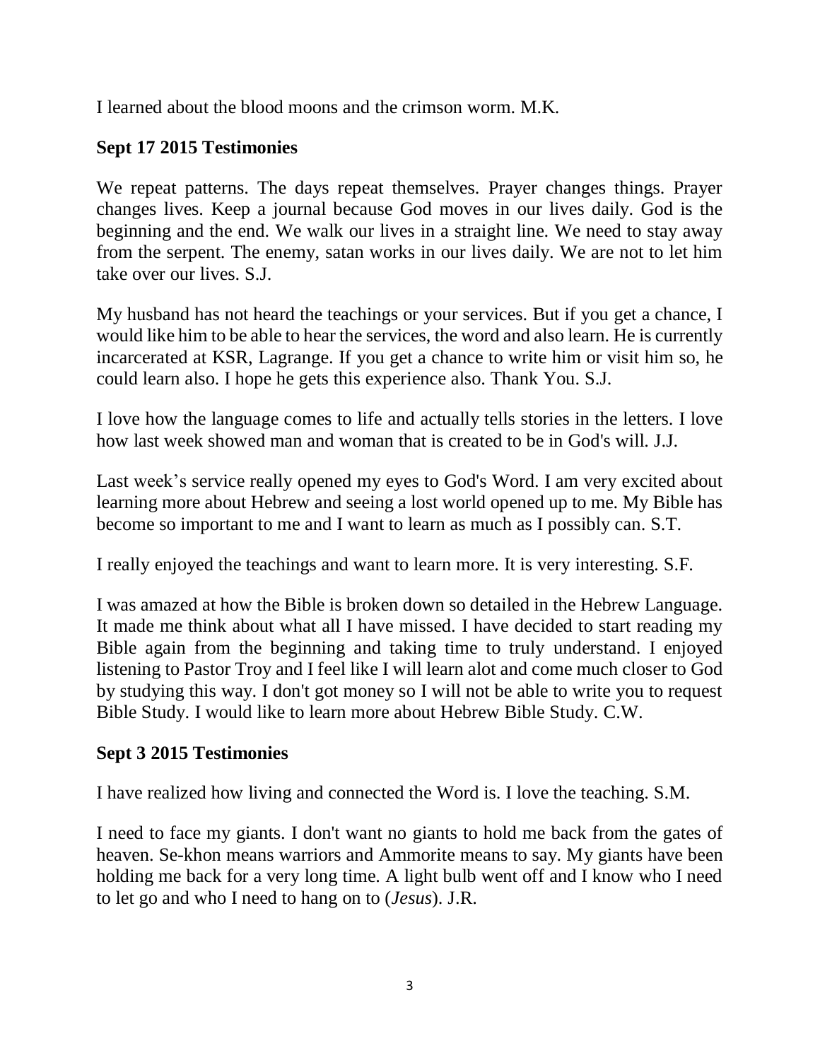I learned about the blood moons and the crimson worm. M.K.

## Sept 17 2015 Testimonies

We repeat patterns. The days repeat themselves. Prayer changes things. Prayer changes lives. Keep a journal because God moves in our lives daily. God is the beginning and the end. We walk our lives in a straight line. We need to stay away from the serpent. The enemy, satan works in our lives daily. We are not to let him take over our lives. S.J.

My husband has not heard the teachings or your services. But if you get a chance, I would like him to be able to hear the services, the word and also learn. He is currently incarcerated at KSR, Lagrange. If you get a chance to write him or visit him so, he could learn also. I hope he gets this experience also. Thank You. S.J.

I love how the language comes to life and actually tells stories in the letters. I love how last week showed man and woman that is created to be in God's will. J.J.

Last week's service really opened my eyes to God's Word. I am very excited about learning more about Hebrew and seeing a lost world opened up to me. My Bible has become so important to me and I want to learn as much as I possibly can. S.T.

I really enjoyed the teachings and want to learn more. It is very interesting. S.F.

I was amazed at how the Bible is broken down so detailed in the Hebrew Language. It made me think about what all I have missed. I have decided to start reading my Bible again from the beginning and taking time to truly understand. I enjoyed listening to Pastor Troy and I feel like I will learn alot and come much closer to God by studying this way. I don't got money so I will not be able to write you to request Bible Study. I would like to learn more about Hebrew Bible Study. C.W.

## Sept 3 2015 Testimonies

I have realized how living and connected the Word is. I love the teaching. S.M.

I need to face my giants. I don't want no giants to hold me back from the gates of heaven. Se-khon means warriors and Ammorite means to say. My giants have been holding me back for a very long time. A light bulb went off and I know who I need to let go and who I need to hang on to (*Jesus*). J.R.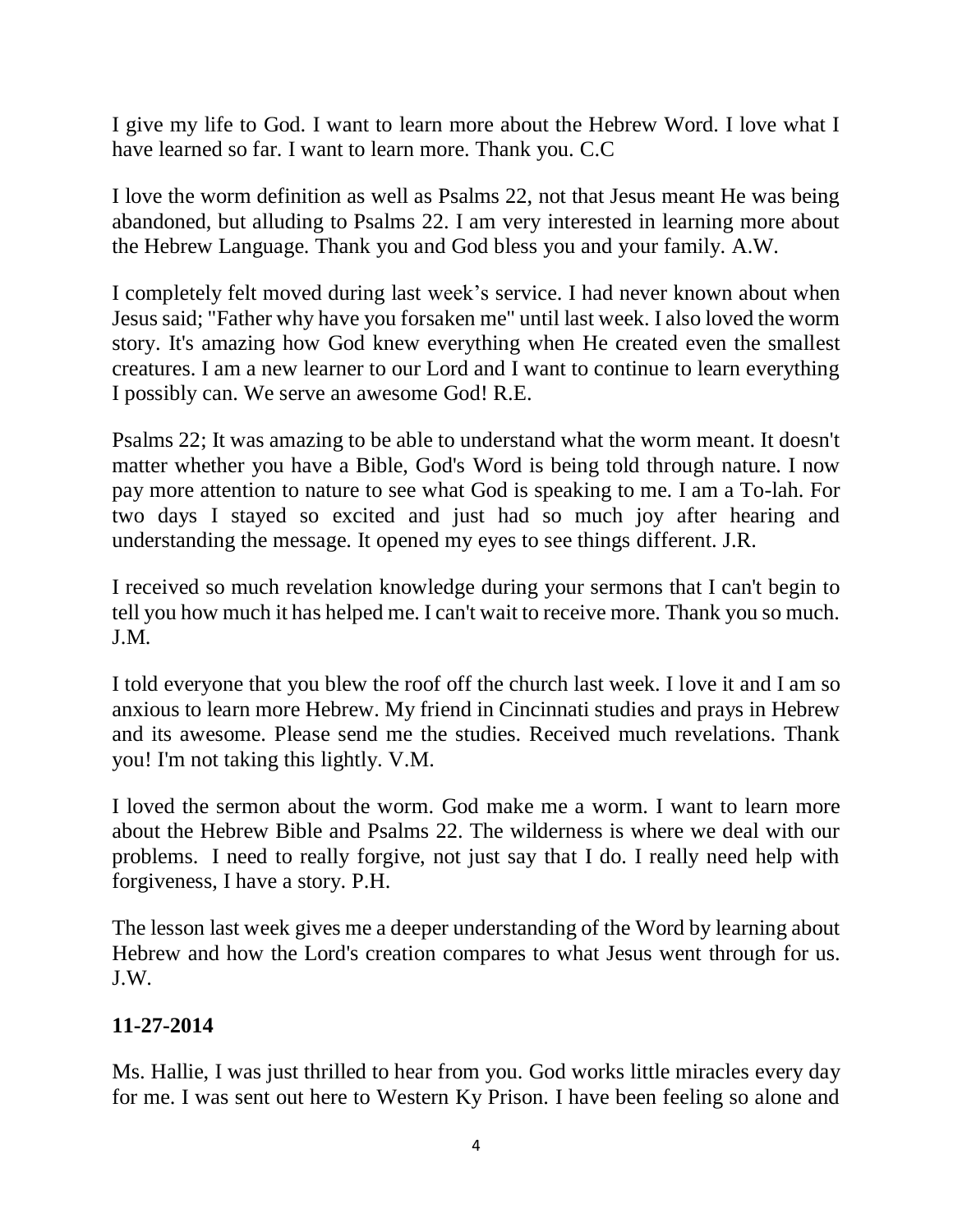I give my life to God. I want to learn more about the Hebrew Word. I love what I have learned so far. I want to learn more. Thank you. C.C

I love the worm definition as well as Psalms 22, not that Jesus meant He was being abandoned, but alluding to Psalms 22. I am very interested in learning more about the Hebrew Language. Thank you and God bless you and your family. A.W.

I completely felt moved during last week's service. I had never known about when Jesus said; "Father why have you forsaken me" until last week. I also loved the worm story. It's amazing how God knew everything when He created even the smallest creatures. I am a new learner to our Lord and I want to continue to learn everything I possibly can. We serve an awesome God! R.E.

Psalms 22; It was amazing to be able to understand what the worm meant. It doesn't matter whether you have a Bible, God's Word is being told through nature. I now pay more attention to nature to see what God is speaking to me. I am a To-lah. For two days I stayed so excited and just had so much joy after hearing and understanding the message. It opened my eyes to see things different. J.R.

I received so much revelation knowledge during your sermons that I can't begin to tell you how much it has helped me. I can't wait to receive more. Thank you so much. J.M.

I told everyone that you blew the roof off the church last week. I love it and I am so anxious to learn more Hebrew. My friend in Cincinnati studies and prays in Hebrew and its awesome. Please send me the studies. Received much revelations. Thank you! I'm not taking this lightly. V.M.

I loved the sermon about the worm. God make me a worm. I want to learn more about the Hebrew Bible and Psalms 22. The wilderness is where we deal with our problems. I need to really forgive, not just say that I do. I really need help with forgiveness, I have a story. P.H.

The lesson last week gives me a deeper understanding of the Word by learning about Hebrew and how the Lord's creation compares to what Jesus went through for us. J.W.

**11-27-2014**

Ms. Hallie, I was just thrilled to hear from you. God works little miracles every day for me. I was sent out here to Western Ky Prison. I have been feeling so alone and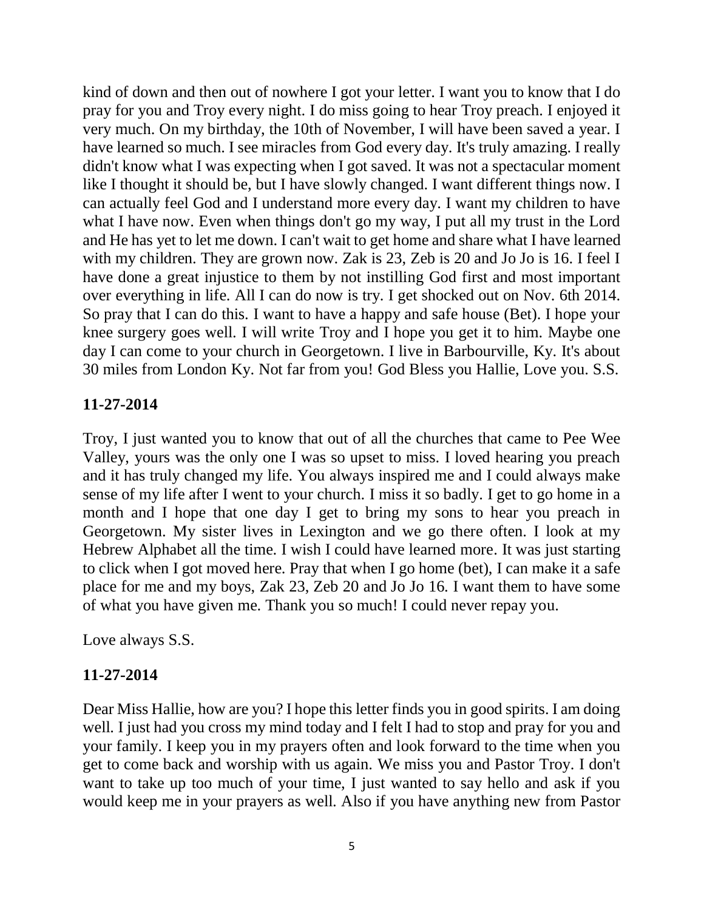kind of down and then out of nowhere I got your letter. I want you to know that I do pray for you and Troy every night. I do miss going to hear Troy preach. I enjoyed it very much. On my birthday, the 10th of November, I will have been saved a year. I have learned so much. I see miracles from God every day. It's truly amazing. I really didn't know what I was expecting when I got saved. It was not a spectacular moment like I thought it should be, but I have slowly changed. I want different things now. I can actually feel God and I understand more every day. I want my children to have what I have now. Even when things don't go my way, I put all my trust in the Lord and He has yet to let me down. I can't wait to get home and share what I have learned with my children. They are grown now. Zak is 23, Zeb is 20 and Jo Jo is 16. I feel I have done a great injustice to them by not instilling God first and most important over everything in life. All I can do now is try. I get shocked out on Nov. 6th 2014. So pray that I can do this. I want to have a happy and safe house (Bet). I hope your knee surgery goes well. I will write Troy and I hope you get it to him. Maybe one day I can come to your church in Georgetown. I live in Barbourville, Ky. It's about 30 miles from London Ky. Not far from you! God Bless you Hallie, Love you. S.S.

**11-27-2014**

Troy, I just wanted you to know that out of all the churches that came to Pee Wee Valley, yours was the only one I was so upset to miss. I loved hearing you preach and it has truly changed my life. You always inspired me and I could always make sense of my life after I went to your church. I miss it so badly. I get to go home in a month and I hope that one day I get to bring my sons to hear you preach in Georgetown. My sister lives in Lexington and we go there often. I look at my Hebrew Alphabet all the time. I wish I could have learned more. It was just starting to click when I got moved here. Pray that when I go home (bet), I can make it a safe place for me and my boys, Zak 23, Zeb 20 and Jo Jo 16. I want them to have some of what you have given me. Thank you so much! I could never repay you.

Love always S.S.

**11-27-2014**

Dear Miss Hallie, how are you? I hope this letter finds you in good spirits. I am doing well. I just had you cross my mind today and I felt I had to stop and pray for you and your family. I keep you in my prayers often and look forward to the time when you get to come back and worship with us again. We miss you and Pastor Troy. I don't want to take up too much of your time, I just wanted to say hello and ask if you would keep me in your prayers as well. Also if you have anything new from Pastor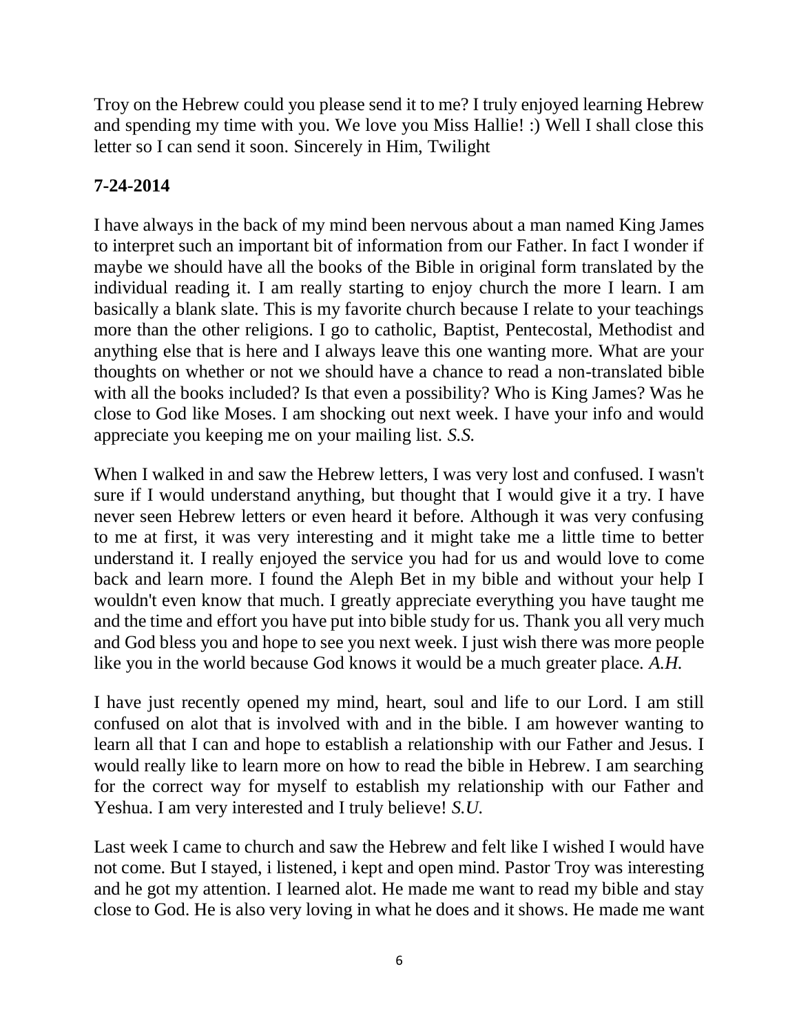Troy on the Hebrew could you please send it to me? I truly enjoyed learning Hebrew and spending my time with you. We love you Miss Hallie! :) Well I shall close this letter so I can send it soon. Sincerely in Him, Twilight

**7-24-2014**

I have always in the back of my mind been nervous about a man named King James to interpret such an important bit of information from our Father. In fact I wonder if maybe we should have all the books of the Bible in original form translated by the individual reading it. I am really starting to enjoy church the more I learn. I am basically a blank slate. This is my favorite church because I relate to your teachings more than the other religions. I go to catholic, Baptist, Pentecostal, Methodist and anything else that is here and I always leave this one wanting more. What are your thoughts on whether or not we should have a chance to read a non-translated bible with all the books included? Is that even a possibility? Who is King James? Was he close to God like Moses. I am shocking out next week. I have your info and would appreciate you keeping me on your mailing list. *S.S.*

When I walked in and saw the Hebrew letters, I was very lost and confused. I wasn't sure if I would understand anything, but thought that I would give it a try. I have never seen Hebrew letters or even heard it before. Although it was very confusing to me at first, it was very interesting and it might take me a little time to better understand it. I really enjoyed the service you had for us and would love to come back and learn more. I found the Aleph Bet in my bible and without your help I wouldn't even know that much. I greatly appreciate everything you have taught me and the time and effort you have put into bible study for us. Thank you all very much and God bless you and hope to see you next week. I just wish there was more people like you in the world because God knows it would be a much greater place. *A.H.*

I have just recently opened my mind, heart, soul and life to our Lord. I am still confused on alot that is involved with and in the bible. I am however wanting to learn all that I can and hope to establish a relationship with our Father and Jesus. I would really like to learn more on how to read the bible in Hebrew. I am searching for the correct way for myself to establish my relationship with our Father and Yeshua. I am very interested and I truly believe! *S.U.*

Last week I came to church and saw the Hebrew and felt like I wished I would have not come. But I stayed, i listened, i kept and open mind. Pastor Troy was interesting and he got my attention. I learned alot. He made me want to read my bible and stay close to God. He is also very loving in what he does and it shows. He made me want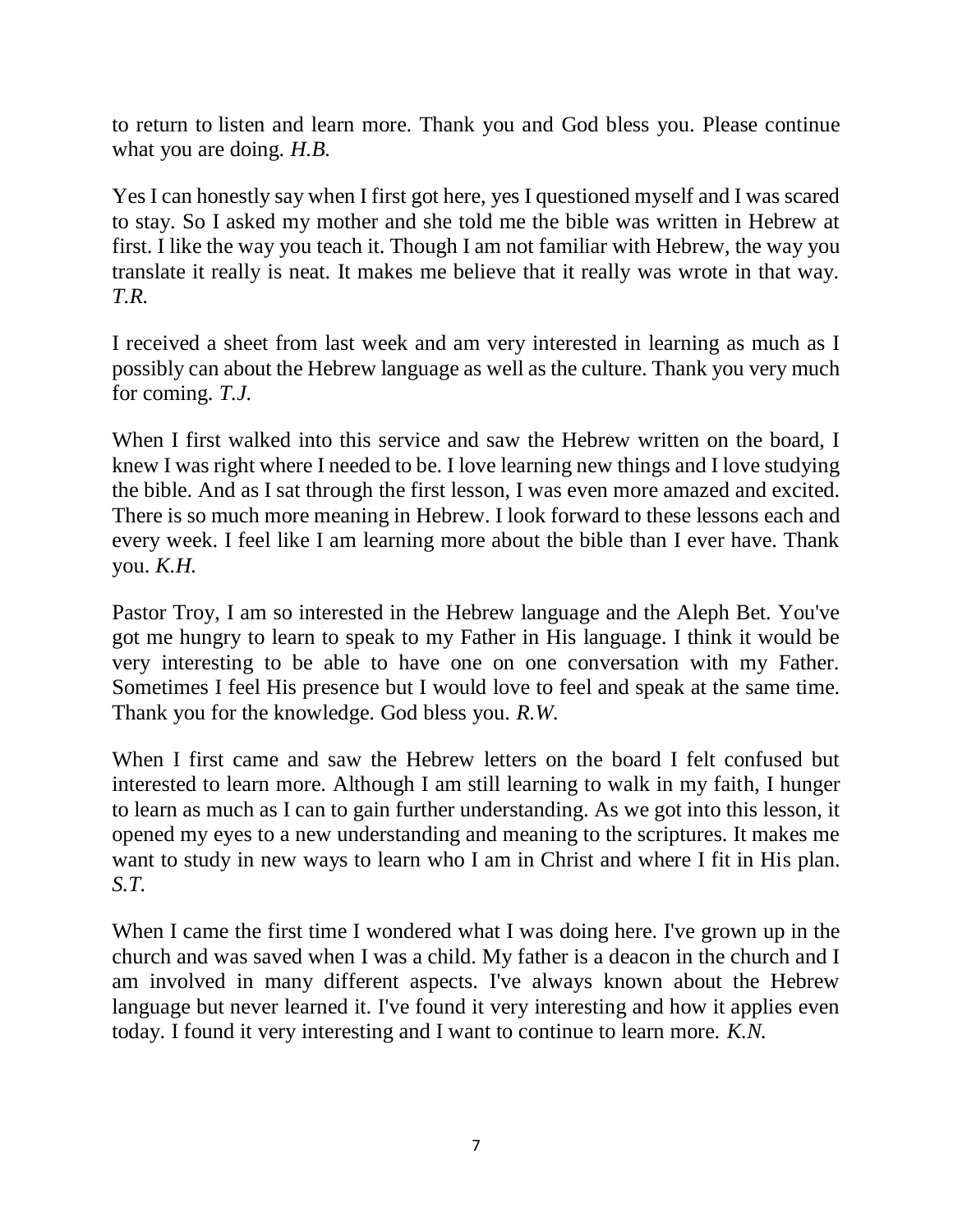to return to listen and learn more. Thank you and God bless you. Please continue what you are doing. *H.B.*

Yes I can honestly say when I first got here, yes I questioned myself and I was scared to stay. So I asked my mother and she told me the bible was written in Hebrew at first. I like the way you teach it. Though I am not familiar with Hebrew, the way you translate it really is neat. It makes me believe that it really was wrote in that way. *T.R.*

I received a sheet from last week and am very interested in learning as much as I possibly can about the Hebrew language as well as the culture. Thank you very much for coming. *T.J.*

When I first walked into this service and saw the Hebrew written on the board, I knew I was right where I needed to be. I love learning new things and I love studying the bible. And as I sat through the first lesson, I was even more amazed and excited. There is so much more meaning in Hebrew. I look forward to these lessons each and every week. I feel like I am learning more about the bible than I ever have. Thank you. *K.H.*

Pastor Troy, I am so interested in the Hebrew language and the Aleph Bet. You've got me hungry to learn to speak to my Father in His language. I think it would be very interesting to be able to have one on one conversation with my Father. Sometimes I feel His presence but I would love to feel and speak at the same time. Thank you for the knowledge. God bless you. *R.W.*

When I first came and saw the Hebrew letters on the board I felt confused but interested to learn more. Although I am still learning to walk in my faith, I hunger to learn as much as I can to gain further understanding. As we got into this lesson, it opened my eyes to a new understanding and meaning to the scriptures. It makes me want to study in new ways to learn who I am in Christ and where I fit in His plan. *S.T.*

When I came the first time I wondered what I was doing here. I've grown up in the church and was saved when I was a child. My father is a deacon in the church and I am involved in many different aspects. I've always known about the Hebrew language but never learned it. I've found it very interesting and how it applies even today. I found it very interesting and I want to continue to learn more. *K.N.*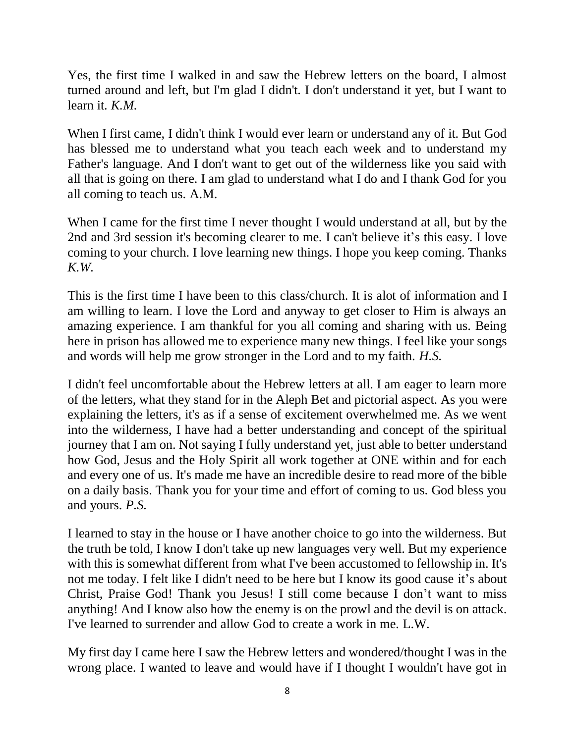Yes, the first time I walked in and saw the Hebrew letters on the board, I almost turned around and left, but I'm glad I didn't. I don't understand it yet, but I want to learn it. *K.M.*

When I first came, I didn't think I would ever learn or understand any of it. But God has blessed me to understand what you teach each week and to understand my Father's language. And I don't want to get out of the wilderness like you said with all that is going on there. I am glad to understand what I do and I thank God for you all coming to teach us. A.M.

When I came for the first time I never thought I would understand at all, but by the 2nd and 3rd session it's becoming clearer to me. I can't believe it's this easy. I love coming to your church. I love learning new things. I hope you keep coming. Thanks *K.W.*

This is the first time I have been to this class/church. It is alot of information and I am willing to learn. I love the Lord and anyway to get closer to Him is always an amazing experience. I am thankful for you all coming and sharing with us. Being here in prison has allowed me to experience many new things. I feel like your songs and words will help me grow stronger in the Lord and to my faith. *H.S.*

I didn't feel uncomfortable about the Hebrew letters at all. I am eager to learn more of the letters, what they stand for in the Aleph Bet and pictorial aspect. As you were explaining the letters, it's as if a sense of excitement overwhelmed me. As we went into the wilderness, I have had a better understanding and concept of the spiritual journey that I am on. Not saying I fully understand yet, just able to better understand how God, Jesus and the Holy Spirit all work together at ONE within and for each and every one of us. It's made me have an incredible desire to read more of the bible on a daily basis. Thank you for your time and effort of coming to us. God bless you and yours. *P.S.*

I learned to stay in the house or I have another choice to go into the wilderness. But the truth be told, I know I don't take up new languages very well. But my experience with this is somewhat different from what I've been accustomed to fellowship in. It's not me today. I felt like I didn't need to be here but I know its good cause it's about Christ, Praise God! Thank you Jesus! I still come because I don't want to miss anything! And I know also how the enemy is on the prowl and the devil is on attack. I've learned to surrender and allow God to create a work in me. L.W.

My first day I came here I saw the Hebrew letters and wondered/thought I was in the wrong place. I wanted to leave and would have if I thought I wouldn't have got in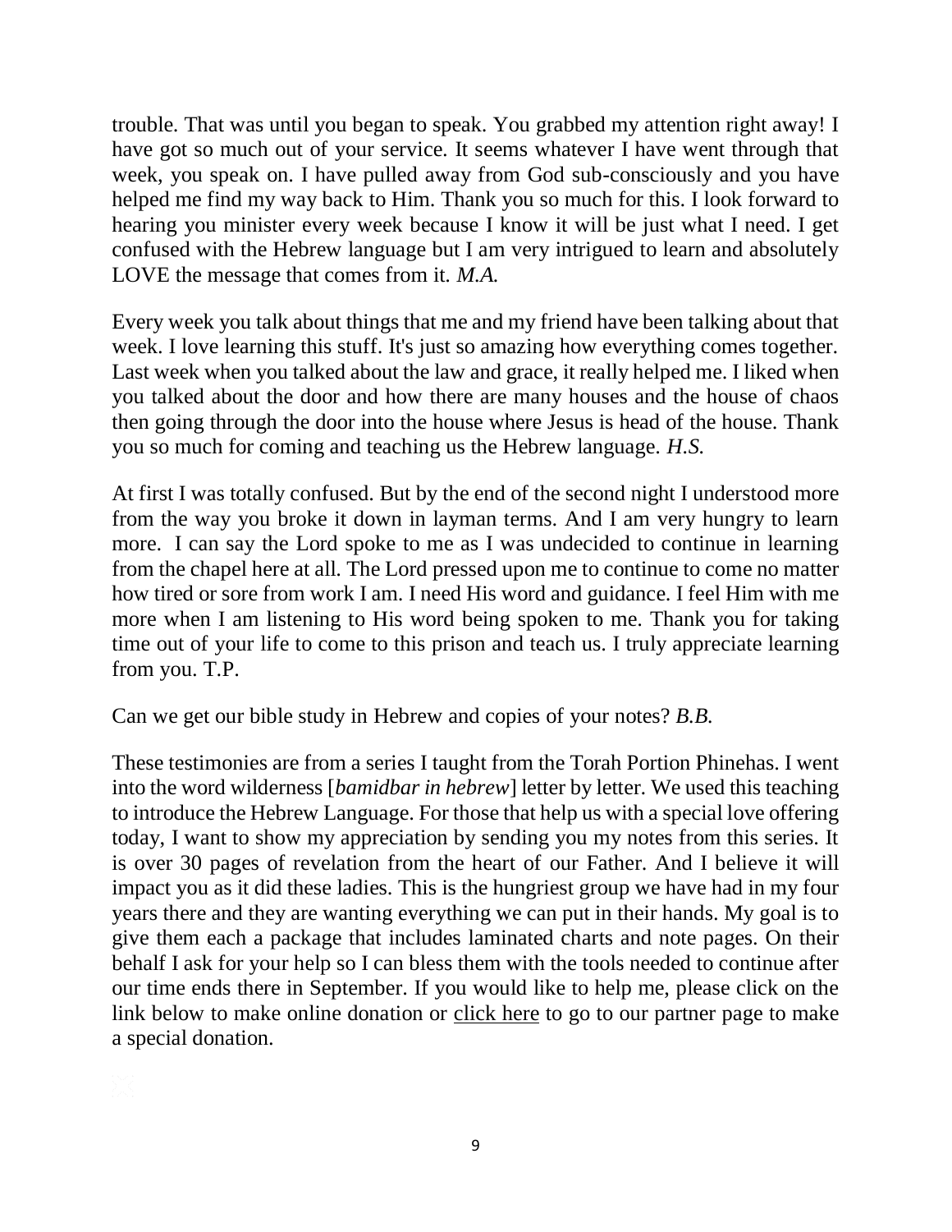trouble. That was until you began to speak. You grabbed my attention right away! I have got so much out of your service. It seems whatever I have went through that week, you speak on. I have pulled away from God sub-consciously and you have helped me find my way back to Him. Thank you so much for this. I look forward to hearing you minister every week because I know it will be just what I need. I get confused with the Hebrew language but I am very intrigued to learn and absolutely LOVE the message that comes from it. *M.A.*

Every week you talk about things that me and my friend have been talking about that week. I love learning this stuff. It's just so amazing how everything comes together. Last week when you talked about the law and grace, it really helped me. I liked when you talked about the door and how there are many houses and the house of chaos then going through the door into the house where Jesus is head of the house. Thank you so much for coming and teaching us the Hebrew language. *H.S.*

At first I was totally confused. But by the end of the second night I understood more from the way you broke it down in layman terms. And I am very hungry to learn more. I can say the Lord spoke to me as I was undecided to continue in learning from the chapel here at all. The Lord pressed upon me to continue to come no matter how tired or sore from work I am. I need His word and guidance. I feel Him with me more when I am listening to His word being spoken to me. Thank you for taking time out of your life to come to this prison and teach us. I truly appreciate learning from you. T.P.

Can we get our bible study in Hebrew and copies of your notes? *B.B.*

These testimonies are from a series I taught from the Torah Portion Phinehas. I went into the word wilderness [*bamidbar in hebrew*] letter by letter. We used this teaching to introduce the Hebrew Language. For those that help us with a special love offering today, I want to show my appreciation by sending you my notes from this series. It is over 30 pages of revelation from the heart of our Father. And I believe it will impact you as it did these ladies. This is the hungriest group we have had in my four years there and they are wanting everything we can put in their hands. My goal is to give them each a package that includes laminated charts and note pages. On their behalf I ask for your help so I can bless them with the tools needed to continue after our time ends there in September. If you would like to help me, please click on the link below to make online donation or click here to go to our partner page to make a special donation.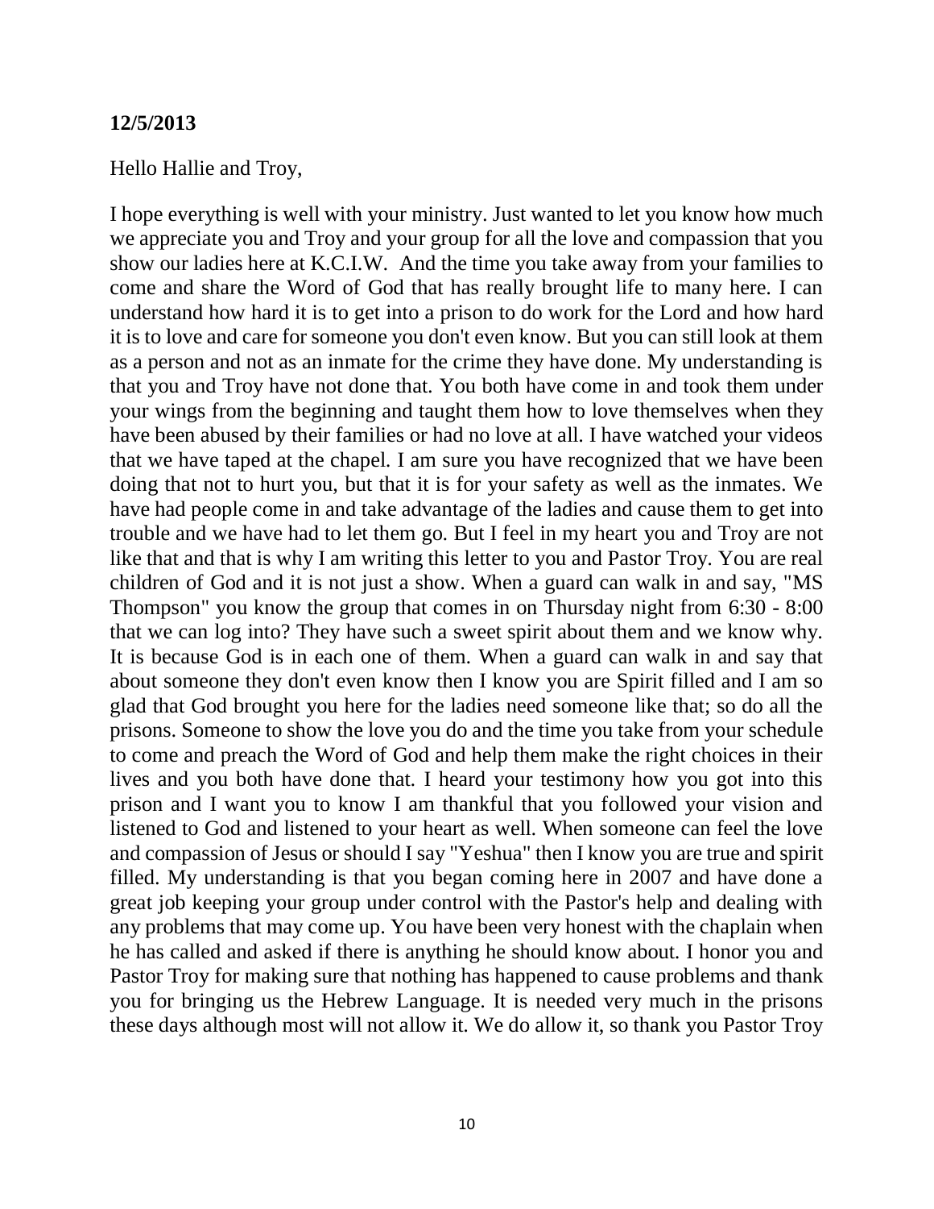**12/5/2013**

Hello Hallie and Troy,

I hope everything is well with your ministry. Just wanted to let you know how much we appreciate you and Troy and your group for all the love and compassion that you show our ladies here at K.C.I.W. And the time you take away from your families to come and share the Word of God that has really brought life to many here. I can understand how hard it is to get into a prison to do work for the Lord and how hard it is to love and care for someone you don't even know. But you can still look at them as a person and not as an inmate for the crime they have done. My understanding is that you and Troy have not done that. You both have come in and took them under your wings from the beginning and taught them how to love themselves when they have been abused by their families or had no love at all. I have watched your videos that we have taped at the chapel. I am sure you have recognized that we have been doing that not to hurt you, but that it is for your safety as well as the inmates. We have had people come in and take advantage of the ladies and cause them to get into trouble and we have had to let them go. But I feel in my heart you and Troy are not like that and that is why I am writing this letter to you and Pastor Troy. You are real children of God and it is not just a show. When a guard can walk in and say, "MS Thompson" you know the group that comes in on Thursday night from 6:30 - 8:00 that we can log into? They have such a sweet spirit about them and we know why. It is because God is in each one of them. When a guard can walk in and say that about someone they don't even know then I know you are Spirit filled and I am so glad that God brought you here for the ladies need someone like that; so do all the prisons. Someone to show the love you do and the time you take from your schedule to come and preach the Word of God and help them make the right choices in their lives and you both have done that. I heard your testimony how you got into this prison and I want you to know I am thankful that you followed your vision and listened to God and listened to your heart as well. When someone can feel the love and compassion of Jesus or should I say "Yeshua" then I know you are true and spirit filled. My understanding is that you began coming here in 2007 and have done a great job keeping your group under control with the Pastor's help and dealing with any problems that may come up. You have been very honest with the chaplain when he has called and asked if there is anything he should know about. I honor you and Pastor Troy for making sure that nothing has happened to cause problems and thank you for bringing us the Hebrew Language. It is needed very much in the prisons these days although most will not allow it. We do allow it, so thank you Pastor Troy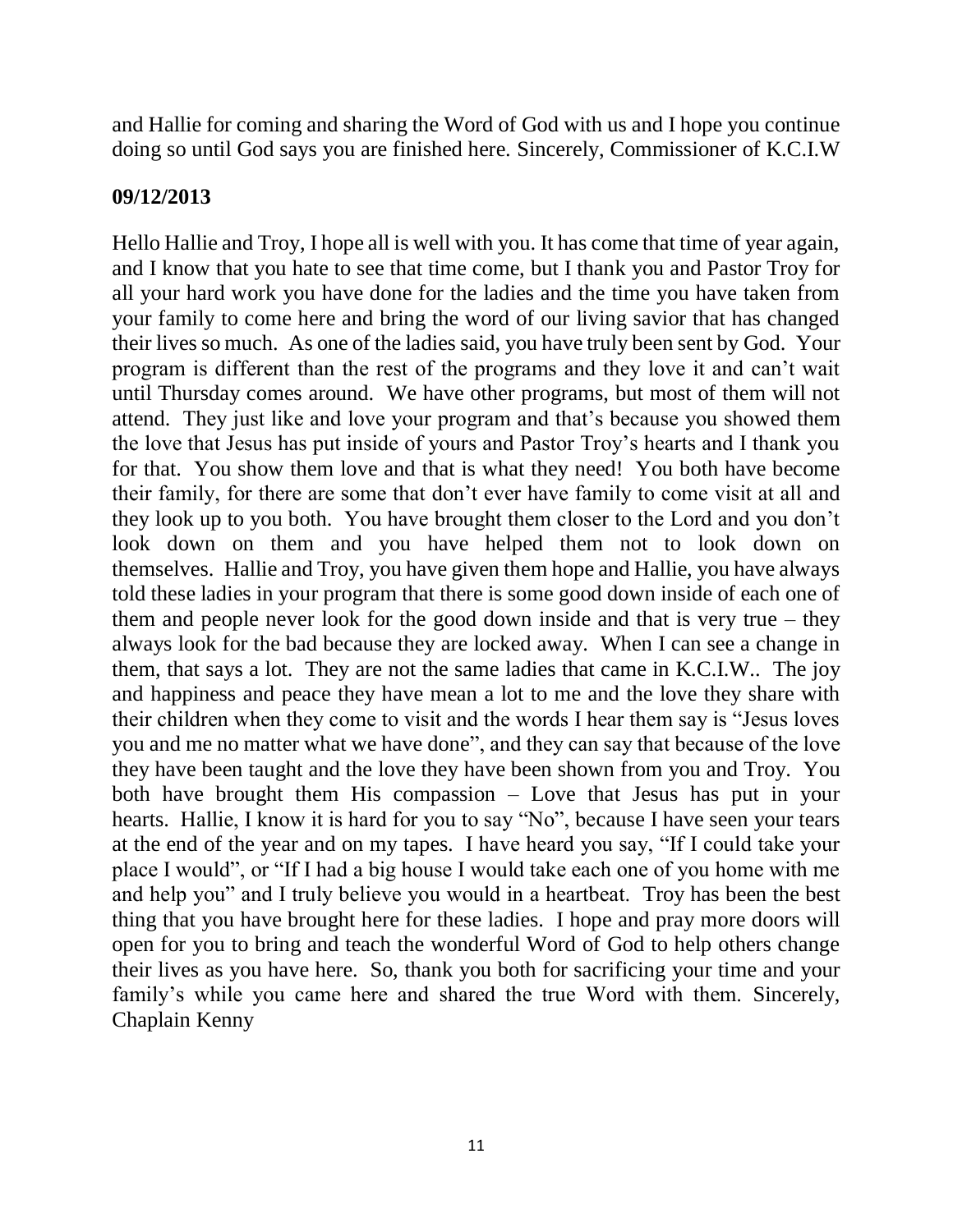and Hallie for coming and sharing the Word of God with us and I hope you continue doing so until God says you are finished here. Sincerely, Commissioner of K.C.I.W

**09/12/2013**

Hello Hallie and Troy, I hope all is well with you. It has come that time of year again, and I know that you hate to see that time come, but I thank you and Pastor Troy for all your hard work you have done for the ladies and the time you have taken from your family to come here and bring the word of our living savior that has changed their lives so much. As one of the ladies said, you have truly been sent by God. Your program is different than the rest of the programs and they love it and can't wait until Thursday comes around. We have other programs, but most of them will not attend. They just like and love your program and that's because you showed them the love that Jesus has put inside of yours and Pastor Troy's hearts and I thank you for that. You show them love and that is what they need! You both have become their family, for there are some that don't ever have family to come visit at all and they look up to you both. You have brought them closer to the Lord and you don't look down on them and you have helped them not to look down on themselves. Hallie and Troy, you have given them hope and Hallie, you have always told these ladies in your program that there is some good down inside of each one of them and people never look for the good down inside and that is very true – they always look for the bad because they are locked away. When I can see a change in them, that says a lot. They are not the same ladies that came in K.C.I.W.. The joy and happiness and peace they have mean a lot to me and the love they share with their children when they come to visit and the words I hear them say is "Jesus loves you and me no matter what we have done", and they can say that because of the love they have been taught and the love they have been shown from you and Troy. You both have brought them His compassion – Love that Jesus has put in your hearts. Hallie, I know it is hard for you to say "No", because I have seen your tears at the end of the year and on my tapes. I have heard you say, "If I could take your place I would", or "If I had a big house I would take each one of you home with me and help you" and I truly believe you would in a heartbeat. Troy has been the best thing that you have brought here for these ladies. I hope and pray more doors will open for you to bring and teach the wonderful Word of God to help others change their lives as you have here. So, thank you both for sacrificing your time and your family's while you came here and shared the true Word with them. Sincerely, Chaplain Kenny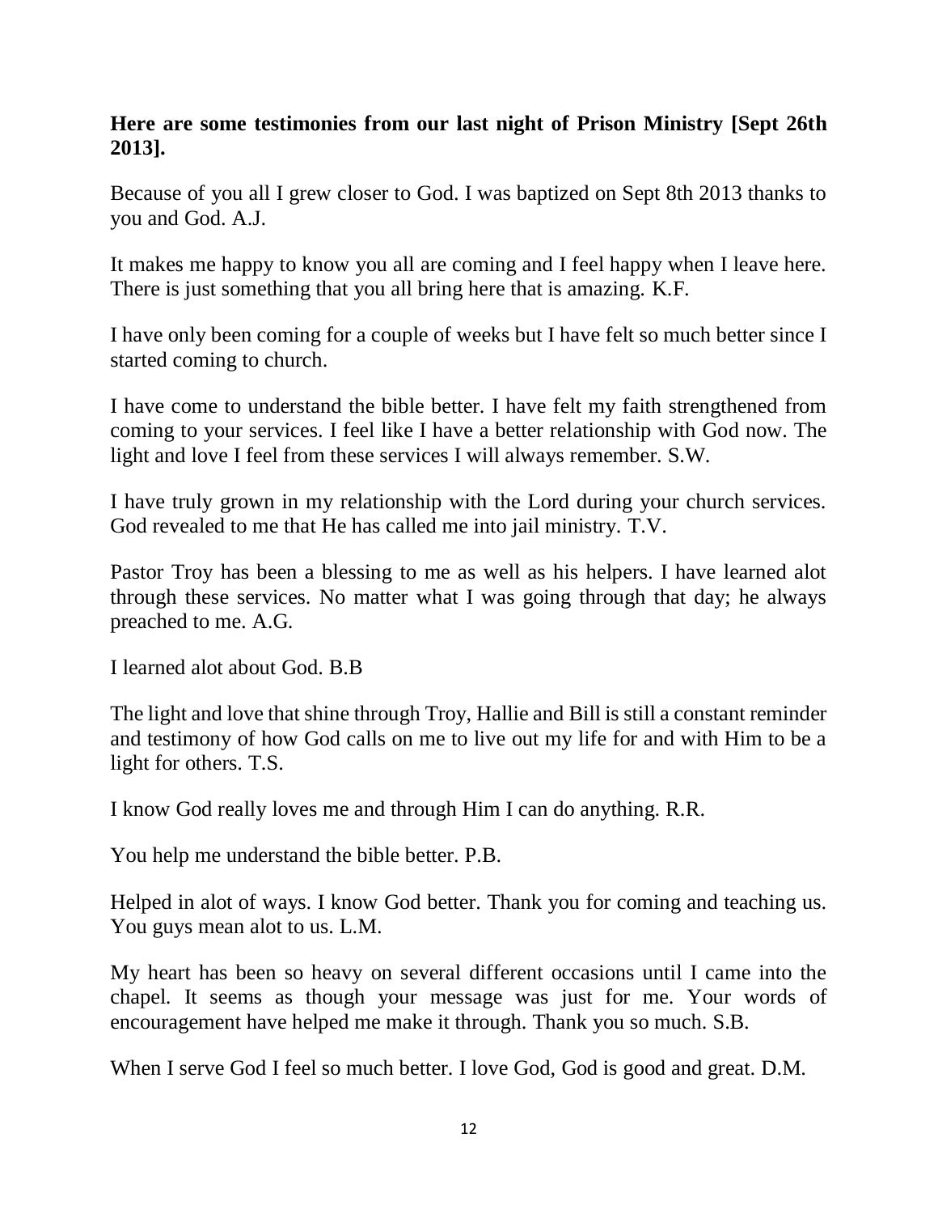**Here are some testimonies from our last night of Prison Ministry [Sept 26th 2013].**

Because of you all I grew closer to God. I was baptized on Sept 8th 2013 thanks to you and God. A.J.

It makes me happy to know you all are coming and I feel happy when I leave here. There is just something that you all bring here that is amazing. K.F.

I have only been coming for a couple of weeks but I have felt so much better since I started coming to church.

I have come to understand the bible better. I have felt my faith strengthened from coming to your services. I feel like I have a better relationship with God now. The light and love I feel from these services I will always remember. S.W.

I have truly grown in my relationship with the Lord during your church services. God revealed to me that He has called me into jail ministry. T.V.

Pastor Troy has been a blessing to me as well as his helpers. I have learned alot through these services. No matter what I was going through that day; he always preached to me. A.G.

I learned alot about God. B.B

The light and love that shine through Troy, Hallie and Bill is still a constant reminder and testimony of how God calls on me to live out my life for and with Him to be a light for others. T.S.

I know God really loves me and through Him I can do anything. R.R.

You help me understand the bible better. P.B.

Helped in alot of ways. I know God better. Thank you for coming and teaching us. You guys mean alot to us. L.M.

My heart has been so heavy on several different occasions until I came into the chapel. It seems as though your message was just for me. Your words of encouragement have helped me make it through. Thank you so much. S.B.

When I serve God I feel so much better. I love God, God is good and great. D.M.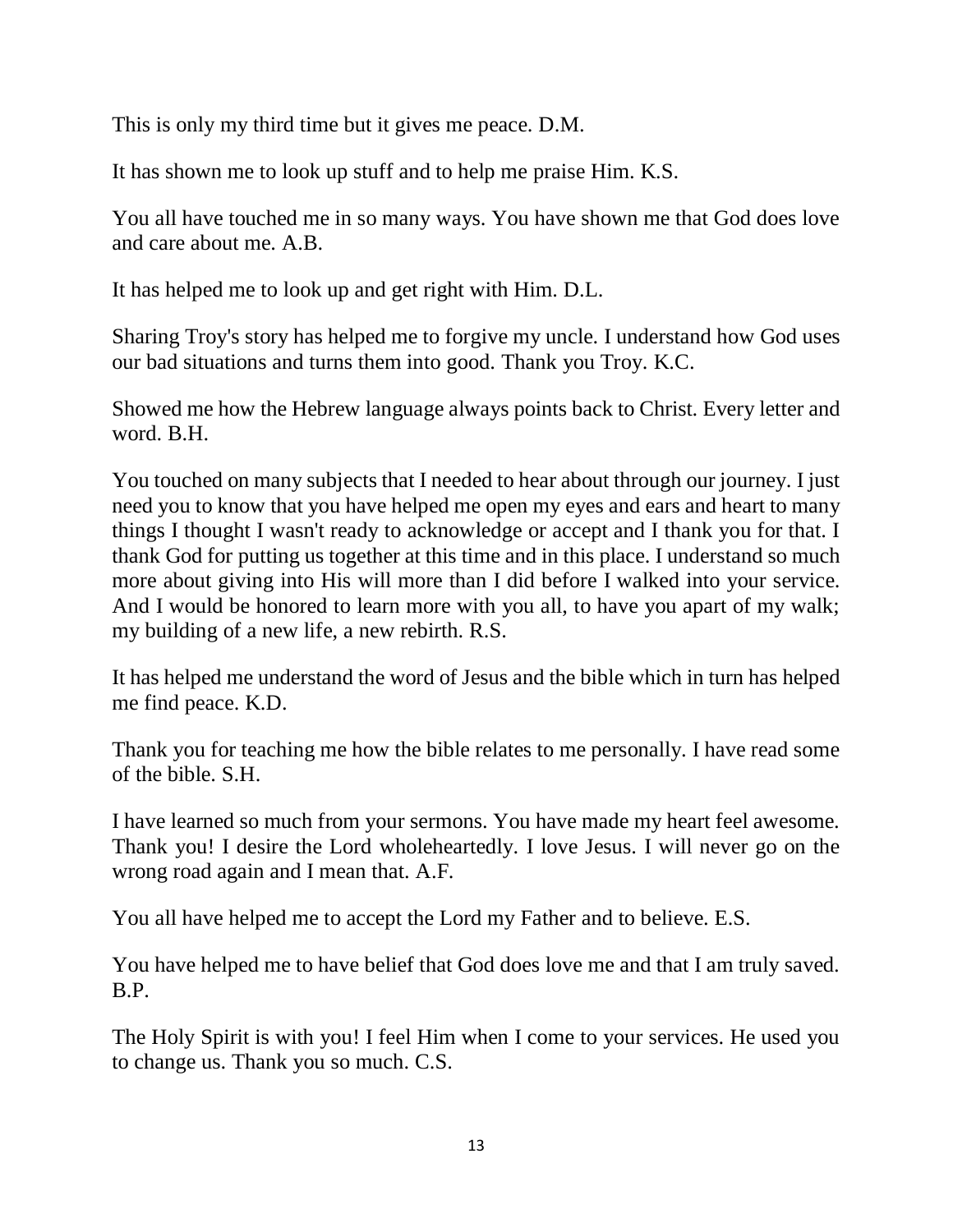This is only my third time but it gives me peace. D.M.

It has shown me to look up stuff and to help me praise Him. K.S.

You all have touched me in so many ways. You have shown me that God does love and care about me. A.B.

It has helped me to look up and get right with Him. D.L.

Sharing Troy's story has helped me to forgive my uncle. I understand how God uses our bad situations and turns them into good. Thank you Troy. K.C.

Showed me how the Hebrew language always points back to Christ. Every letter and word. B.H.

You touched on many subjects that I needed to hear about through our journey. I just need you to know that you have helped me open my eyes and ears and heart to many things I thought I wasn't ready to acknowledge or accept and I thank you for that. I thank God for putting us together at this time and in this place. I understand so much more about giving into His will more than I did before I walked into your service. And I would be honored to learn more with you all, to have you apart of my walk; my building of a new life, a new rebirth. R.S.

It has helped me understand the word of Jesus and the bible which in turn has helped me find peace. K.D.

Thank you for teaching me how the bible relates to me personally. I have read some of the bible. S.H.

I have learned so much from your sermons. You have made my heart feel awesome. Thank you! I desire the Lord wholeheartedly. I love Jesus. I will never go on the wrong road again and I mean that. A.F.

You all have helped me to accept the Lord my Father and to believe. E.S.

You have helped me to have belief that God does love me and that I am truly saved. B.P.

The Holy Spirit is with you! I feel Him when I come to your services. He used you to change us. Thank you so much. C.S.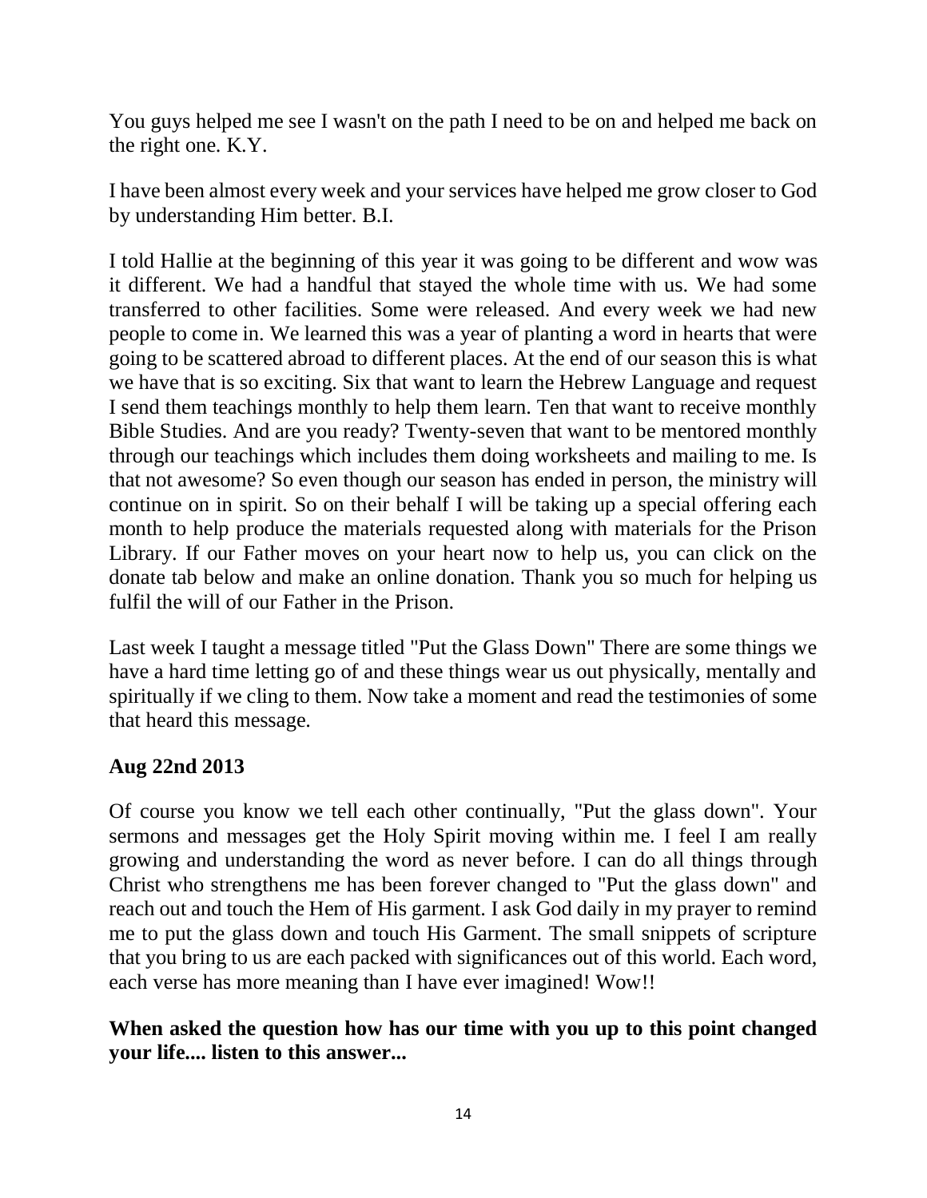You guys helped me see I wasn't on the path I need to be on and helped me back on the right one. K.Y.

I have been almost every week and your services have helped me grow closer to God by understanding Him better. B.I.

I told Hallie at the beginning of this year it was going to be different and wow was it different. We had a handful that stayed the whole time with us. We had some transferred to other facilities. Some were released. And every week we had new people to come in. We learned this was a year of planting a word in hearts that were going to be scattered abroad to different places. At the end of our season this is what we have that is so exciting. Six that want to learn the Hebrew Language and request I send them teachings monthly to help them learn. Ten that want to receive monthly Bible Studies. And are you ready? Twenty-seven that want to be mentored monthly through our teachings which includes them doing worksheets and mailing to me. Is that not awesome? So even though our season has ended in person, the ministry will continue on in spirit. So on their behalf I will be taking up a special offering each month to help produce the materials requested along with materials for the Prison Library. If our Father moves on your heart now to help us, you can click on the donate tab below and make an online donation. Thank you so much for helping us fulfil the will of our Father in the Prison.

Last week I taught a message titled "Put the Glass Down" There are some things we have a hard time letting go of and these things wear us out physically, mentally and spiritually if we cling to them. Now take a moment and read the testimonies of some that heard this message.

**Aug 22nd 2013**

Of course you know we tell each other continually, "Put the glass down". Your sermons and messages get the Holy Spirit moving within me. I feel I am really growing and understanding the word as never before. I can do all things through Christ who strengthens me has been forever changed to "Put the glass down" and reach out and touch the Hem of His garment. I ask God daily in my prayer to remind me to put the glass down and touch His Garment. The small snippets of scripture that you bring to us are each packed with significances out of this world. Each word, each verse has more meaning than I have ever imagined! Wow!!

**When asked the question how has our time with you up to this point changed your life.... listen to this answer...**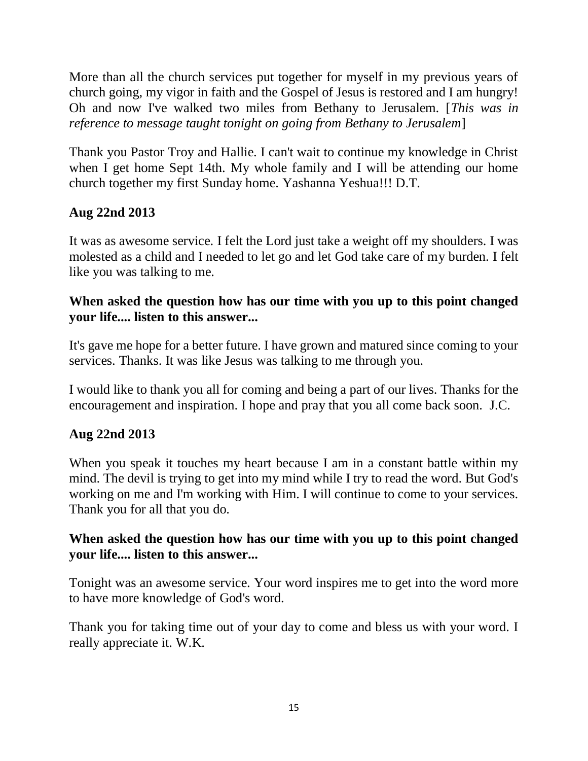More than all the church services put together for myself in my previous years of church going, my vigor in faith and the Gospel of Jesus is restored and I am hungry! Oh and now I've walked two miles from Bethany to Jerusalem. [*This was in reference to message taught tonight on going from Bethany to Jerusalem*]

Thank you Pastor Troy and Hallie. I can't wait to continue my knowledge in Christ when I get home Sept 14th. My whole family and I will be attending our home church together my first Sunday home. Yashanna Yeshua!!! D.T.

**Aug 22nd 2013**

It was as awesome service. I felt the Lord just take a weight off my shoulders. I was molested as a child and I needed to let go and let God take care of my burden. I felt like you was talking to me.

**When asked the question how has our time with you up to this point changed your life.... listen to this answer...**

It's gave me hope for a better future. I have grown and matured since coming to your services. Thanks. It was like Jesus was talking to me through you.

I would like to thank you all for coming and being a part of our lives. Thanks for the encouragement and inspiration. I hope and pray that you all come back soon. J.C.

**Aug 22nd 2013**

When you speak it touches my heart because I am in a constant battle within my mind. The devil is trying to get into my mind while I try to read the word. But God's working on me and I'm working with Him. I will continue to come to your services. Thank you for all that you do.

**When asked the question how has our time with you up to this point changed your life.... listen to this answer...**

Tonight was an awesome service. Your word inspires me to get into the word more to have more knowledge of God's word.

Thank you for taking time out of your day to come and bless us with your word. I really appreciate it. W.K.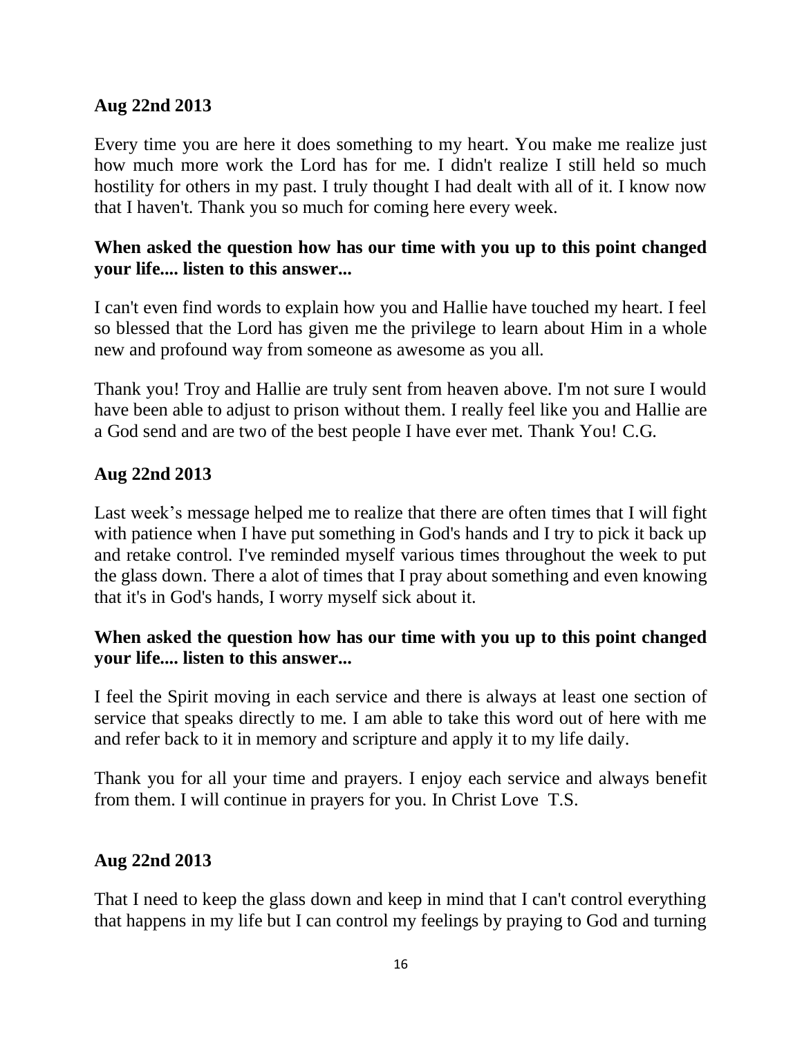**Aug 22nd 2013**

Every time you are here it does something to my heart. You make me realize just how much more work the Lord has for me. I didn't realize I still held so much hostility for others in my past. I truly thought I had dealt with all of it. I know now that I haven't. Thank you so much for coming here every week.

**When asked the question how has our time with you up to this point changed your life.... listen to this answer...**

I can't even find words to explain how you and Hallie have touched my heart. I feel so blessed that the Lord has given me the privilege to learn about Him in a whole new and profound way from someone as awesome as you all.

Thank you! Troy and Hallie are truly sent from heaven above. I'm not sure I would have been able to adjust to prison without them. I really feel like you and Hallie are a God send and are two of the best people I have ever met. Thank You! C.G.

**Aug 22nd 2013**

Last week's message helped me to realize that there are often times that I will fight with patience when I have put something in God's hands and I try to pick it back up and retake control. I've reminded myself various times throughout the week to put the glass down. There a alot of times that I pray about something and even knowing that it's in God's hands, I worry myself sick about it.

**When asked the question how has our time with you up to this point changed your life.... listen to this answer...**

I feel the Spirit moving in each service and there is always at least one section of service that speaks directly to me. I am able to take this word out of here with me and refer back to it in memory and scripture and apply it to my life daily.

Thank you for all your time and prayers. I enjoy each service and always benefit from them. I will continue in prayers for you. In Christ Love T.S.

**Aug 22nd 2013**

That I need to keep the glass down and keep in mind that I can't control everything that happens in my life but I can control my feelings by praying to God and turning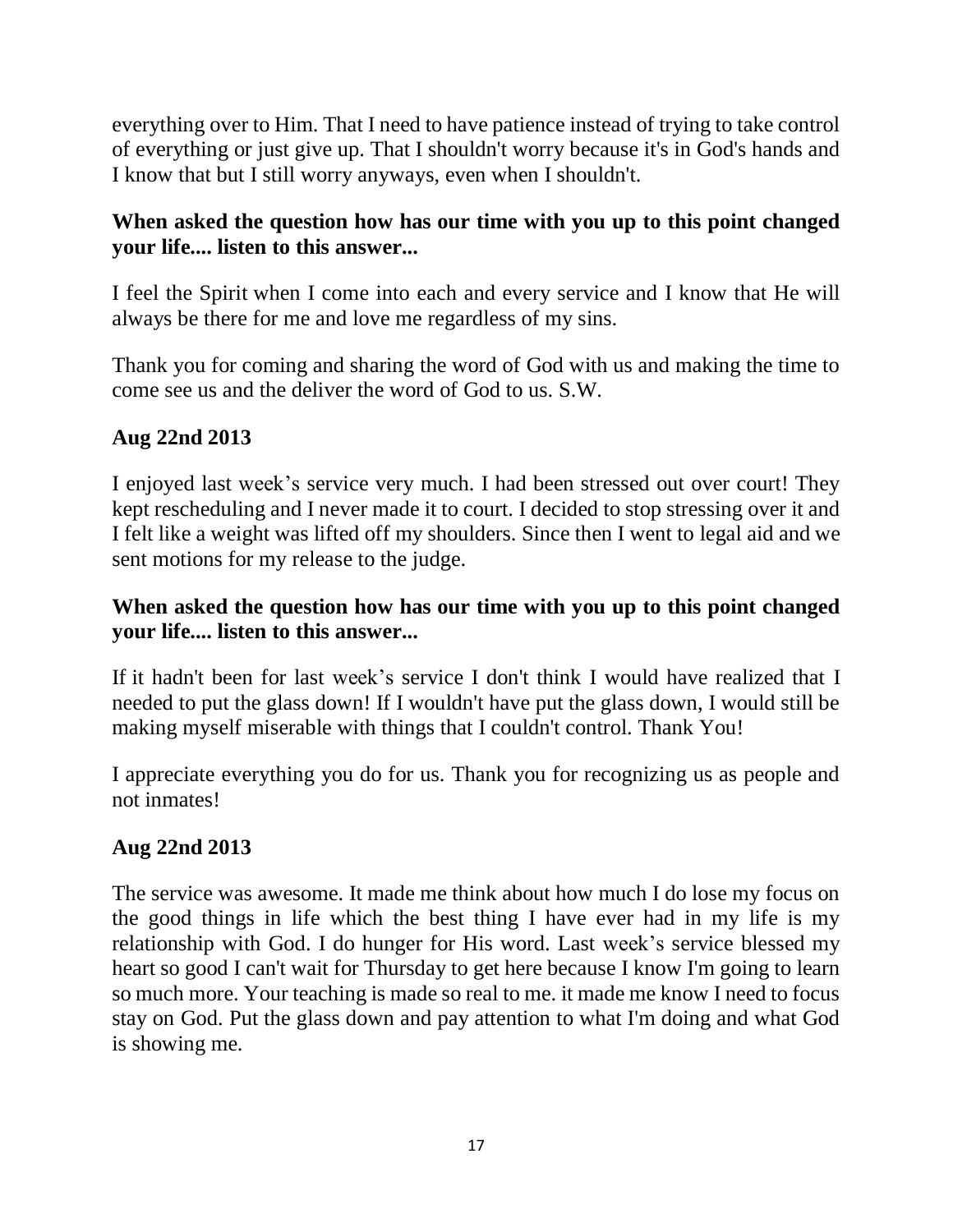everything over to Him. That I need to have patience instead of trying to take control of everything or just give up. That I shouldn't worry because it's in God's hands and I know that but I still worry anyways, even when I shouldn't.

**When asked the question how has our time with you up to this point changed your life.... listen to this answer...**

I feel the Spirit when I come into each and every service and I know that He will always be there for me and love me regardless of my sins.

Thank you for coming and sharing the word of God with us and making the time to come see us and the deliver the word of God to us. S.W.

**Aug 22nd 2013**

I enjoyed last week's service very much. I had been stressed out over court! They kept rescheduling and I never made it to court. I decided to stop stressing over it and I felt like a weight was lifted off my shoulders. Since then I went to legal aid and we sent motions for my release to the judge.

**When asked the question how has our time with you up to this point changed your life.... listen to this answer...**

If it hadn't been for last week's service I don't think I would have realized that I needed to put the glass down! If I wouldn't have put the glass down, I would still be making myself miserable with things that I couldn't control. Thank You!

I appreciate everything you do for us. Thank you for recognizing us as people and not inmates!

**Aug 22nd 2013**

The service was awesome. It made me think about how much I do lose my focus on the good things in life which the best thing I have ever had in my life is my relationship with God. I do hunger for His word. Last week's service blessed my heart so good I can't wait for Thursday to get here because I know I'm going to learn so much more. Your teaching is made so real to me. it made me know I need to focus stay on God. Put the glass down and pay attention to what I'm doing and what God is showing me.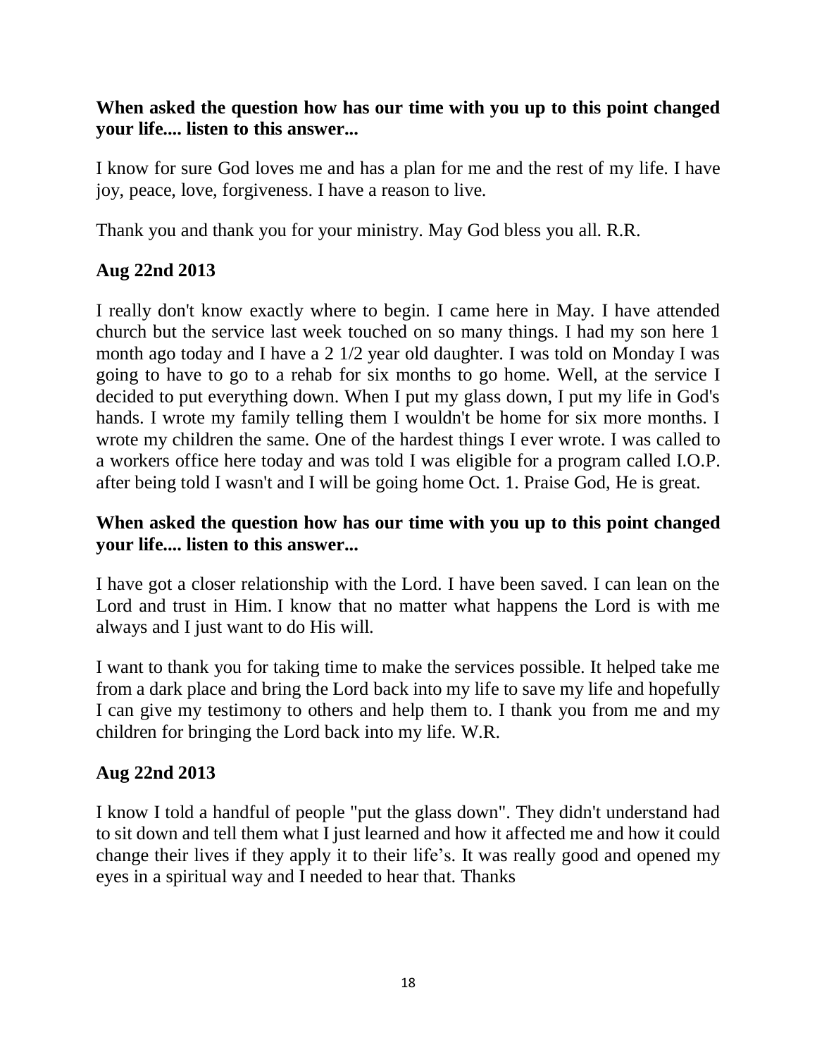**When asked the question how has our time with you up to this point changed your life.... listen to this answer...**

I know for sure God loves me and has a plan for me and the rest of my life. I have joy, peace, love, forgiveness. I have a reason to live.

Thank you and thank you for your ministry. May God bless you all. R.R.

**Aug 22nd 2013**

I really don't know exactly where to begin. I came here in May. I have attended church but the service last week touched on so many things. I had my son here 1 month ago today and I have a 2 1/2 year old daughter. I was told on Monday I was going to have to go to a rehab for six months to go home. Well, at the service I decided to put everything down. When I put my glass down, I put my life in God's hands. I wrote my family telling them I wouldn't be home for six more months. I wrote my children the same. One of the hardest things I ever wrote. I was called to a workers office here today and was told I was eligible for a program called I.O.P. after being told I wasn't and I will be going home Oct. 1. Praise God, He is great.

**When asked the question how has our time with you up to this point changed your life.... listen to this answer...**

I have got a closer relationship with the Lord. I have been saved. I can lean on the Lord and trust in Him. I know that no matter what happens the Lord is with me always and I just want to do His will.

I want to thank you for taking time to make the services possible. It helped take me from a dark place and bring the Lord back into my life to save my life and hopefully I can give my testimony to others and help them to. I thank you from me and my children for bringing the Lord back into my life. W.R.

**Aug 22nd 2013**

I know I told a handful of people "put the glass down". They didn't understand had to sit down and tell them what I just learned and how it affected me and how it could change their lives if they apply it to their life's. It was really good and opened my eyes in a spiritual way and I needed to hear that. Thanks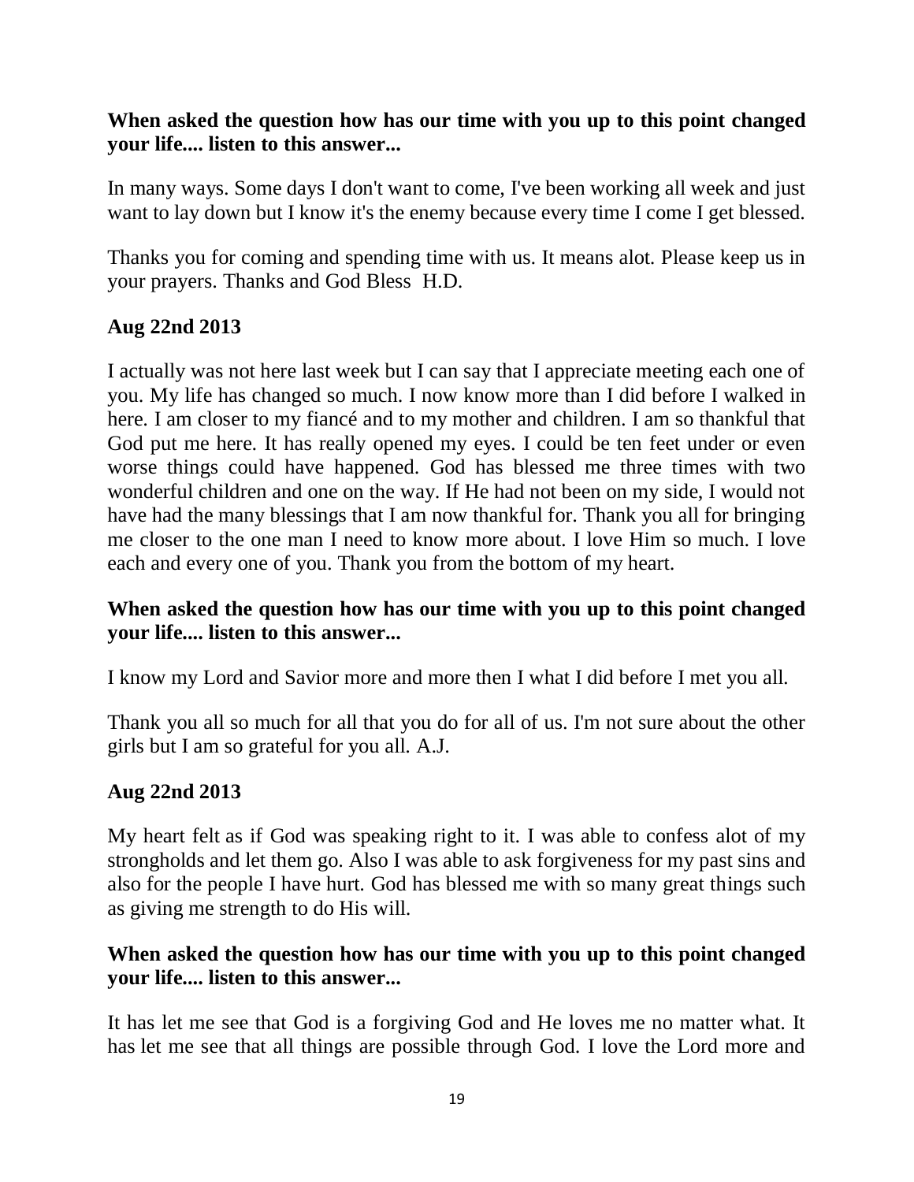**When asked the question how has our time with you up to this point changed your life.... listen to this answer...**

In many ways. Some days I don't want to come, I've been working all week and just want to lay down but I know it's the enemy because every time I come I get blessed.

Thanks you for coming and spending time with us. It means alot. Please keep us in your prayers. Thanks and God Bless H.D.

**Aug 22nd 2013**

I actually was not here last week but I can say that I appreciate meeting each one of you. My life has changed so much. I now know more than I did before I walked in here. I am closer to my fiancé and to my mother and children. I am so thankful that God put me here. It has really opened my eyes. I could be ten feet under or even worse things could have happened. God has blessed me three times with two wonderful children and one on the way. If He had not been on my side, I would not have had the many blessings that I am now thankful for. Thank you all for bringing me closer to the one man I need to know more about. I love Him so much. I love each and every one of you. Thank you from the bottom of my heart.

**When asked the question how has our time with you up to this point changed your life.... listen to this answer...**

I know my Lord and Savior more and more then I what I did before I met you all.

Thank you all so much for all that you do for all of us. I'm not sure about the other girls but I am so grateful for you all. A.J.

**Aug 22nd 2013**

My heart felt as if God was speaking right to it. I was able to confess alot of my strongholds and let them go. Also I was able to ask forgiveness for my past sins and also for the people I have hurt. God has blessed me with so many great things such as giving me strength to do His will.

**When asked the question how has our time with you up to this point changed your life.... listen to this answer...**

It has let me see that God is a forgiving God and He loves me no matter what. It has let me see that all things are possible through God. I love the Lord more and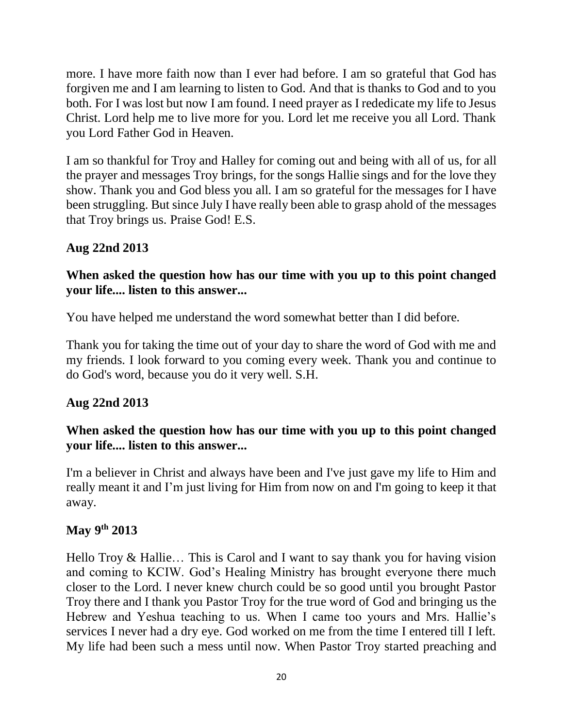more. I have more faith now than I ever had before. I am so grateful that God has forgiven me and I am learning to listen to God. And that is thanks to God and to you both. For I was lost but now I am found. I need prayer as I rededicate my life to Jesus Christ. Lord help me to live more for you. Lord let me receive you all Lord. Thank you Lord Father God in Heaven.

I am so thankful for Troy and Halley for coming out and being with all of us, for all the prayer and messages Troy brings, for the songs Hallie sings and for the love they show. Thank you and God bless you all. I am so grateful for the messages for I have been struggling. But since July I have really been able to grasp ahold of the messages that Troy brings us. Praise God! E.S.

**Aug 22nd 2013**

**When asked the question how has our time with you up to this point changed your life.... listen to this answer...**

You have helped me understand the word somewhat better than I did before.

Thank you for taking the time out of your day to share the word of God with me and my friends. I look forward to you coming every week. Thank you and continue to do God's word, because you do it very well. S.H.

**Aug 22nd 2013**

**When asked the question how has our time with you up to this point changed your life.... listen to this answer...**

I'm a believer in Christ and always have been and I've just gave my life to Him and really meant it and I'm just living for Him from now on and I'm going to keep it that away.

**May 9th 2013**

Hello Troy & Hallie… This is Carol and I want to say thank you for having vision and coming to KCIW. God's Healing Ministry has brought everyone there much closer to the Lord. I never knew church could be so good until you brought Pastor Troy there and I thank you Pastor Troy for the true word of God and bringing us the Hebrew and Yeshua teaching to us. When I came too yours and Mrs. Hallie's services I never had a dry eye. God worked on me from the time I entered till I left. My life had been such a mess until now. When Pastor Troy started preaching and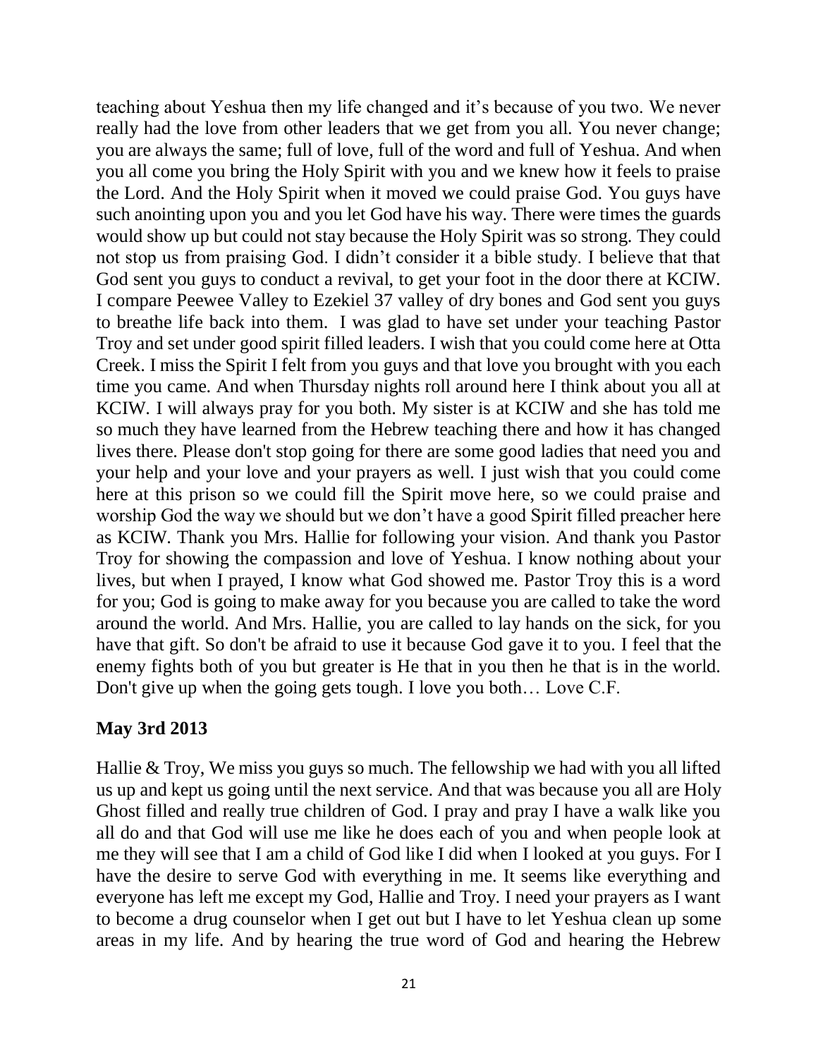teaching about Yeshua then my life changed and it's because of you two. We never really had the love from other leaders that we get from you all. You never change; you are always the same; full of love, full of the word and full of Yeshua. And when you all come you bring the Holy Spirit with you and we knew how it feels to praise the Lord. And the Holy Spirit when it moved we could praise God. You guys have such anointing upon you and you let God have his way. There were times the guards would show up but could not stay because the Holy Spirit was so strong. They could not stop us from praising God. I didn't consider it a bible study. I believe that that God sent you guys to conduct a revival, to get your foot in the door there at KCIW. I compare Peewee Valley to Ezekiel 37 valley of dry bones and God sent you guys to breathe life back into them. I was glad to have set under your teaching Pastor Troy and set under good spirit filled leaders. I wish that you could come here at Otta Creek. I miss the Spirit I felt from you guys and that love you brought with you each time you came. And when Thursday nights roll around here I think about you all at KCIW. I will always pray for you both. My sister is at KCIW and she has told me so much they have learned from the Hebrew teaching there and how it has changed lives there. Please don't stop going for there are some good ladies that need you and your help and your love and your prayers as well. I just wish that you could come here at this prison so we could fill the Spirit move here, so we could praise and worship God the way we should but we don't have a good Spirit filled preacher here as KCIW. Thank you Mrs. Hallie for following your vision. And thank you Pastor Troy for showing the compassion and love of Yeshua. I know nothing about your lives, but when I prayed, I know what God showed me. Pastor Troy this is a word for you; God is going to make away for you because you are called to take the word around the world. And Mrs. Hallie, you are called to lay hands on the sick, for you have that gift. So don't be afraid to use it because God gave it to you. I feel that the enemy fights both of you but greater is He that in you then he that is in the world. Don't give up when the going gets tough. I love you both… Love C.F.

**May 3rd 2013**

Hallie & Troy, We miss you guys so much. The fellowship we had with you all lifted us up and kept us going until the next service. And that was because you all are Holy Ghost filled and really true children of God. I pray and pray I have a walk like you all do and that God will use me like he does each of you and when people look at me they will see that I am a child of God like I did when I looked at you guys. For I have the desire to serve God with everything in me. It seems like everything and everyone has left me except my God, Hallie and Troy. I need your prayers as I want to become a drug counselor when I get out but I have to let Yeshua clean up some areas in my life. And by hearing the true word of God and hearing the Hebrew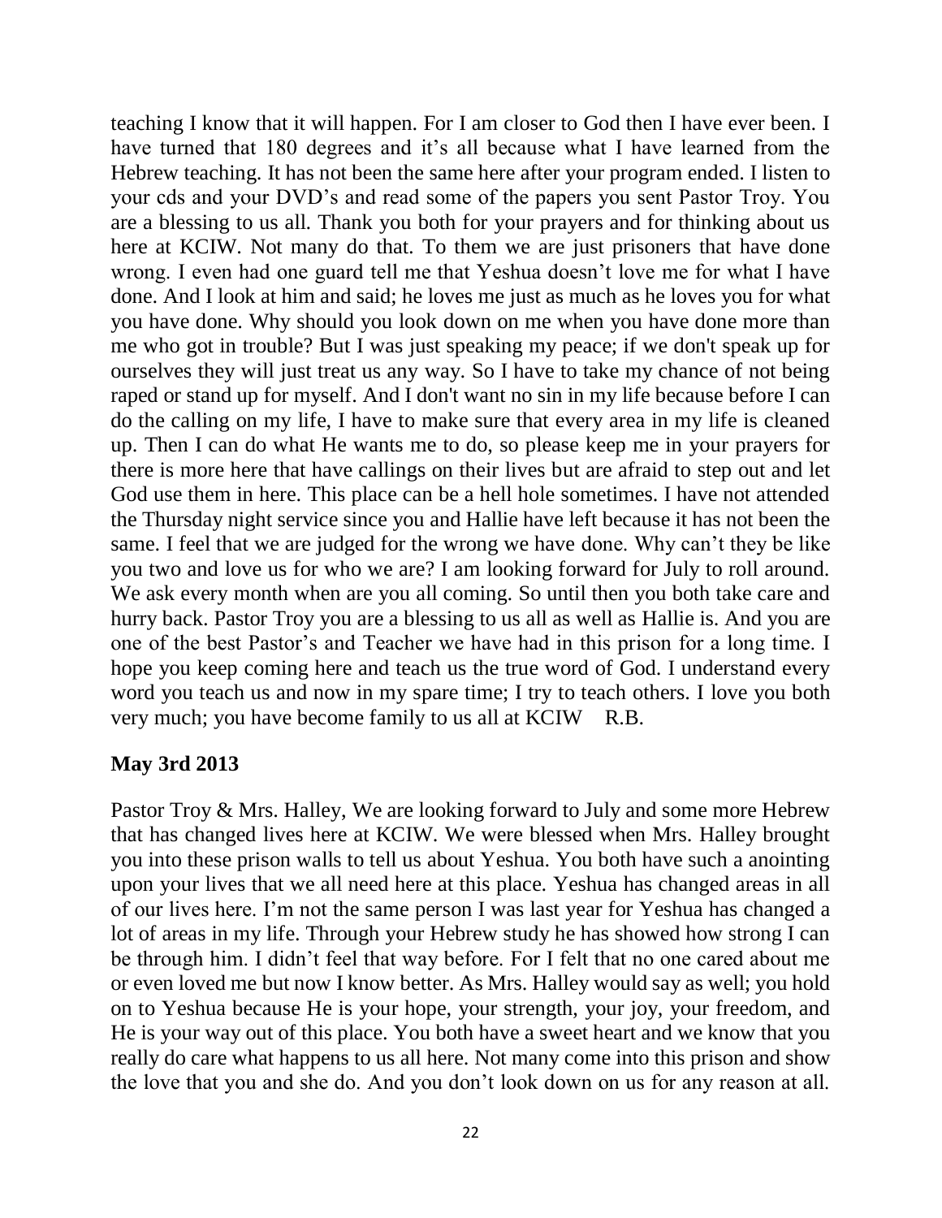teaching I know that it will happen. For I am closer to God then I have ever been. I have turned that 180 degrees and it's all because what I have learned from the Hebrew teaching. It has not been the same here after your program ended. I listen to your cds and your DVD's and read some of the papers you sent Pastor Troy. You are a blessing to us all. Thank you both for your prayers and for thinking about us here at KCIW. Not many do that. To them we are just prisoners that have done wrong. I even had one guard tell me that Yeshua doesn't love me for what I have done. And I look at him and said; he loves me just as much as he loves you for what you have done. Why should you look down on me when you have done more than me who got in trouble? But I was just speaking my peace; if we don't speak up for ourselves they will just treat us any way. So I have to take my chance of not being raped or stand up for myself. And I don't want no sin in my life because before I can do the calling on my life, I have to make sure that every area in my life is cleaned up. Then I can do what He wants me to do, so please keep me in your prayers for there is more here that have callings on their lives but are afraid to step out and let God use them in here. This place can be a hell hole sometimes. I have not attended the Thursday night service since you and Hallie have left because it has not been the same. I feel that we are judged for the wrong we have done. Why can't they be like you two and love us for who we are? I am looking forward for July to roll around. We ask every month when are you all coming. So until then you both take care and hurry back. Pastor Troy you are a blessing to us all as well as Hallie is. And you are one of the best Pastor's and Teacher we have had in this prison for a long time. I hope you keep coming here and teach us the true word of God. I understand every word you teach us and now in my spare time; I try to teach others. I love you both very much; you have become family to us all at KCIW R.B.

**May 3rd 2013**

Pastor Troy & Mrs. Halley, We are looking forward to July and some more Hebrew that has changed lives here at KCIW. We were blessed when Mrs. Halley brought you into these prison walls to tell us about Yeshua. You both have such a anointing upon your lives that we all need here at this place. Yeshua has changed areas in all of our lives here. I'm not the same person I was last year for Yeshua has changed a lot of areas in my life. Through your Hebrew study he has showed how strong I can be through him. I didn't feel that way before. For I felt that no one cared about me or even loved me but now I know better. As Mrs. Halley would say as well; you hold on to Yeshua because He is your hope, your strength, your joy, your freedom, and He is your way out of this place. You both have a sweet heart and we know that you really do care what happens to us all here. Not many come into this prison and show the love that you and she do. And you don't look down on us for any reason at all.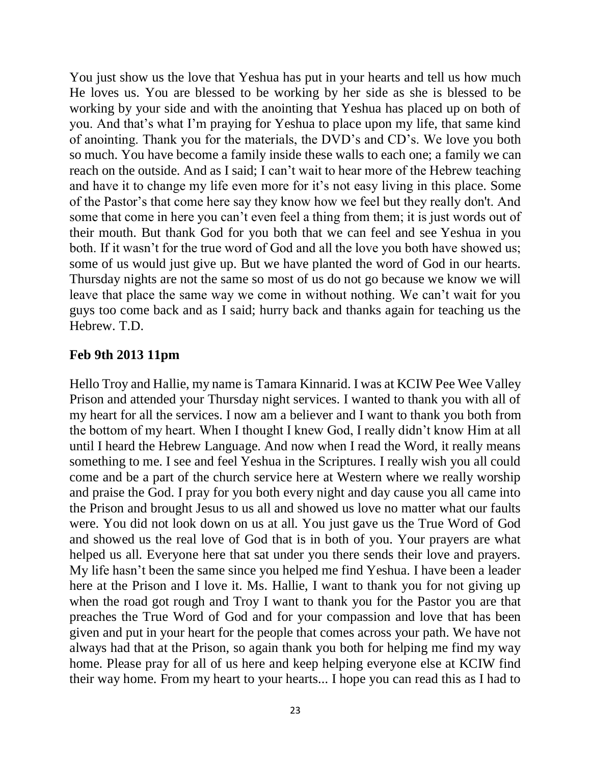You just show us the love that Yeshua has put in your hearts and tell us how much He loves us. You are blessed to be working by her side as she is blessed to be working by your side and with the anointing that Yeshua has placed up on both of you. And that's what I'm praying for Yeshua to place upon my life, that same kind of anointing. Thank you for the materials, the DVD's and CD's. We love you both so much. You have become a family inside these walls to each one; a family we can reach on the outside. And as I said; I can't wait to hear more of the Hebrew teaching and have it to change my life even more for it's not easy living in this place. Some of the Pastor's that come here say they know how we feel but they really don't. And some that come in here you can't even feel a thing from them; it is just words out of their mouth. But thank God for you both that we can feel and see Yeshua in you both. If it wasn't for the true word of God and all the love you both have showed us; some of us would just give up. But we have planted the word of God in our hearts. Thursday nights are not the same so most of us do not go because we know we will leave that place the same way we come in without nothing. We can't wait for you guys too come back and as I said; hurry back and thanks again for teaching us the Hebrew. T.D.

**Feb 9th 2013 11pm**

Hello Troy and Hallie, my name is Tamara Kinnarid. I was at KCIW Pee Wee Valley Prison and attended your Thursday night services. I wanted to thank you with all of my heart for all the services. I now am a believer and I want to thank you both from the bottom of my heart. When I thought I knew God, I really didn't know Him at all until I heard the Hebrew Language. And now when I read the Word, it really means something to me. I see and feel Yeshua in the Scriptures. I really wish you all could come and be a part of the church service here at Western where we really worship and praise the God. I pray for you both every night and day cause you all came into the Prison and brought Jesus to us all and showed us love no matter what our faults were. You did not look down on us at all. You just gave us the True Word of God and showed us the real love of God that is in both of you. Your prayers are what helped us all. Everyone here that sat under you there sends their love and prayers. My life hasn't been the same since you helped me find Yeshua. I have been a leader here at the Prison and I love it. Ms. Hallie, I want to thank you for not giving up when the road got rough and Troy I want to thank you for the Pastor you are that preaches the True Word of God and for your compassion and love that has been given and put in your heart for the people that comes across your path. We have not always had that at the Prison, so again thank you both for helping me find my way home. Please pray for all of us here and keep helping everyone else at KCIW find their way home. From my heart to your hearts... I hope you can read this as I had to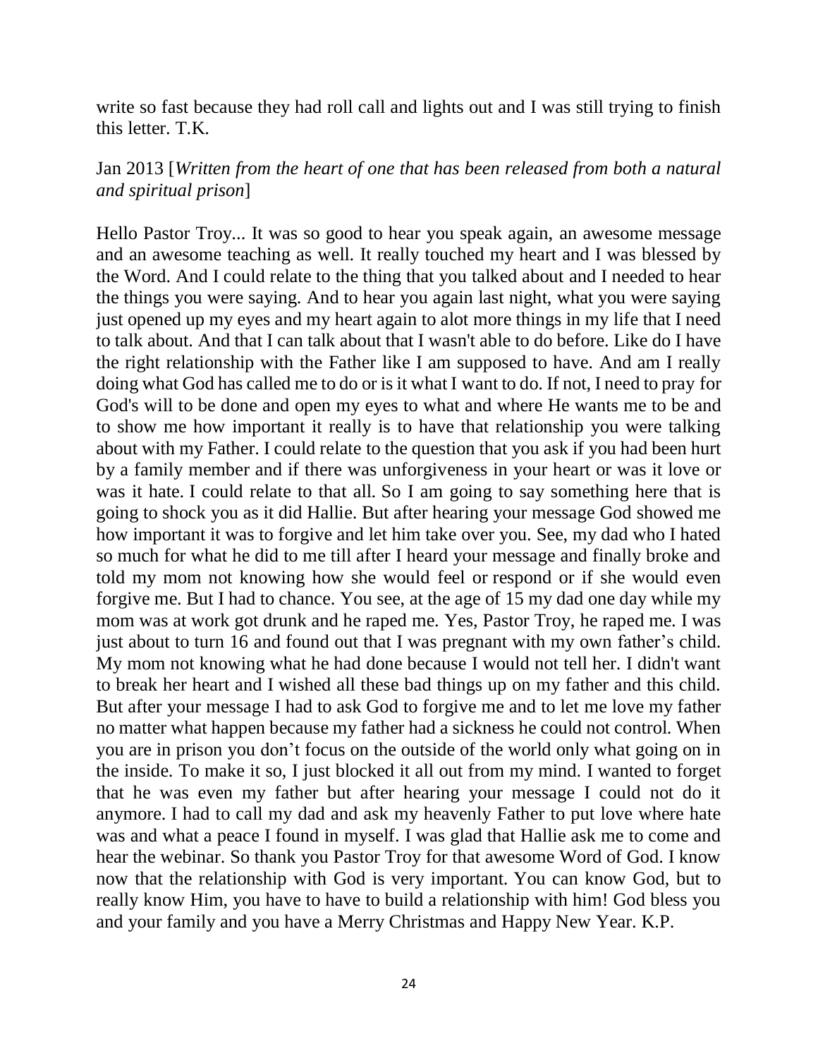write so fast because they had roll call and lights out and I was still trying to finish this letter. T.K.

Jan 2013 [*Written from the heart of one that has been released from both a natural and spiritual prison*]

Hello Pastor Troy... It was so good to hear you speak again, an awesome message and an awesome teaching as well. It really touched my heart and I was blessed by the Word. And I could relate to the thing that you talked about and I needed to hear the things you were saying. And to hear you again last night, what you were saying just opened up my eyes and my heart again to alot more things in my life that I need to talk about. And that I can talk about that I wasn't able to do before. Like do I have the right relationship with the Father like I am supposed to have. And am I really doing what God has called me to do or is it what I want to do. If not, I need to pray for God's will to be done and open my eyes to what and where He wants me to be and to show me how important it really is to have that relationship you were talking about with my Father. I could relate to the question that you ask if you had been hurt by a family member and if there was unforgiveness in your heart or was it love or was it hate. I could relate to that all. So I am going to say something here that is going to shock you as it did Hallie. But after hearing your message God showed me how important it was to forgive and let him take over you. See, my dad who I hated so much for what he did to me till after I heard your message and finally broke and told my mom not knowing how she would feel or respond or if she would even forgive me. But I had to chance. You see, at the age of 15 my dad one day while my mom was at work got drunk and he raped me. Yes, Pastor Troy, he raped me. I was just about to turn 16 and found out that I was pregnant with my own father's child. My mom not knowing what he had done because I would not tell her. I didn't want to break her heart and I wished all these bad things up on my father and this child. But after your message I had to ask God to forgive me and to let me love my father no matter what happen because my father had a sickness he could not control. When you are in prison you don't focus on the outside of the world only what going on in the inside. To make it so, I just blocked it all out from my mind. I wanted to forget that he was even my father but after hearing your message I could not do it anymore. I had to call my dad and ask my heavenly Father to put love where hate was and what a peace I found in myself. I was glad that Hallie ask me to come and hear the webinar. So thank you Pastor Troy for that awesome Word of God. I know now that the relationship with God is very important. You can know God, but to really know Him, you have to have to build a relationship with him! God bless you and your family and you have a Merry Christmas and Happy New Year. K.P.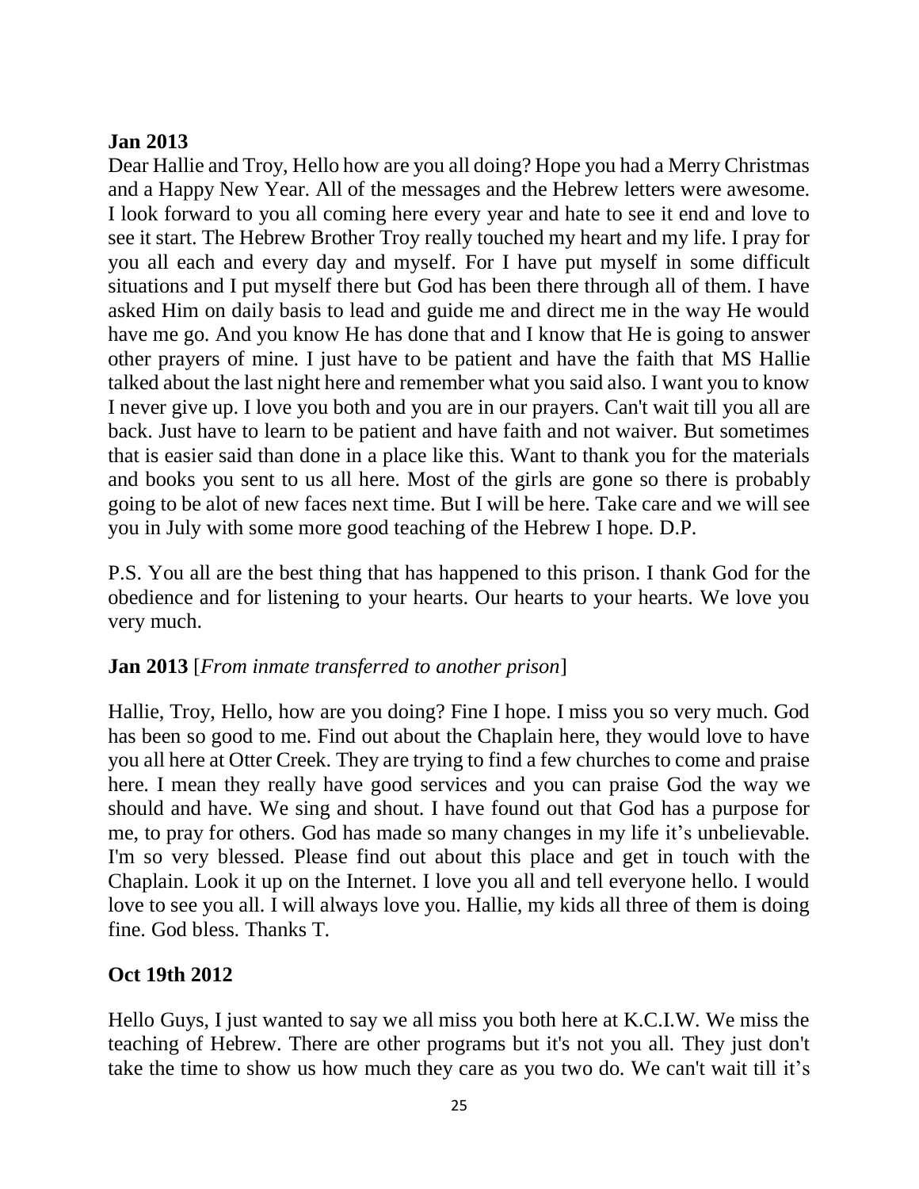**Jan 2013**

Dear Hallie and Troy, Hello how are you all doing? Hope you had a Merry Christmas and a Happy New Year. All of the messages and the Hebrew letters were awesome. I look forward to you all coming here every year and hate to see it end and love to see it start. The Hebrew Brother Troy really touched my heart and my life. I pray for you all each and every day and myself. For I have put myself in some difficult situations and I put myself there but God has been there through all of them. I have asked Him on daily basis to lead and guide me and direct me in the way He would have me go. And you know He has done that and I know that He is going to answer other prayers of mine. I just have to be patient and have the faith that MS Hallie talked about the last night here and remember what you said also. I want you to know I never give up. I love you both and you are in our prayers. Can't wait till you all are back. Just have to learn to be patient and have faith and not waiver. But sometimes that is easier said than done in a place like this. Want to thank you for the materials and books you sent to us all here. Most of the girls are gone so there is probably going to be alot of new faces next time. But I will be here. Take care and we will see you in July with some more good teaching of the Hebrew I hope. D.P.

P.S. You all are the best thing that has happened to this prison. I thank God for the obedience and for listening to your hearts. Our hearts to your hearts. We love you very much.

**Jan 2013** [*From inmate transferred to another prison*]

Hallie, Troy, Hello, how are you doing? Fine I hope. I miss you so very much. God has been so good to me. Find out about the Chaplain here, they would love to have you all here at Otter Creek. They are trying to find a few churches to come and praise here. I mean they really have good services and you can praise God the way we should and have. We sing and shout. I have found out that God has a purpose for me, to pray for others. God has made so many changes in my life it's unbelievable. I'm so very blessed. Please find out about this place and get in touch with the Chaplain. Look it up on the Internet. I love you all and tell everyone hello. I would love to see you all. I will always love you. Hallie, my kids all three of them is doing fine. God bless. Thanks T.

**Oct 19th 2012**

Hello Guys, I just wanted to say we all miss you both here at K.C.I.W. We miss the teaching of Hebrew. There are other programs but it's not you all. They just don't take the time to show us how much they care as you two do. We can't wait till it's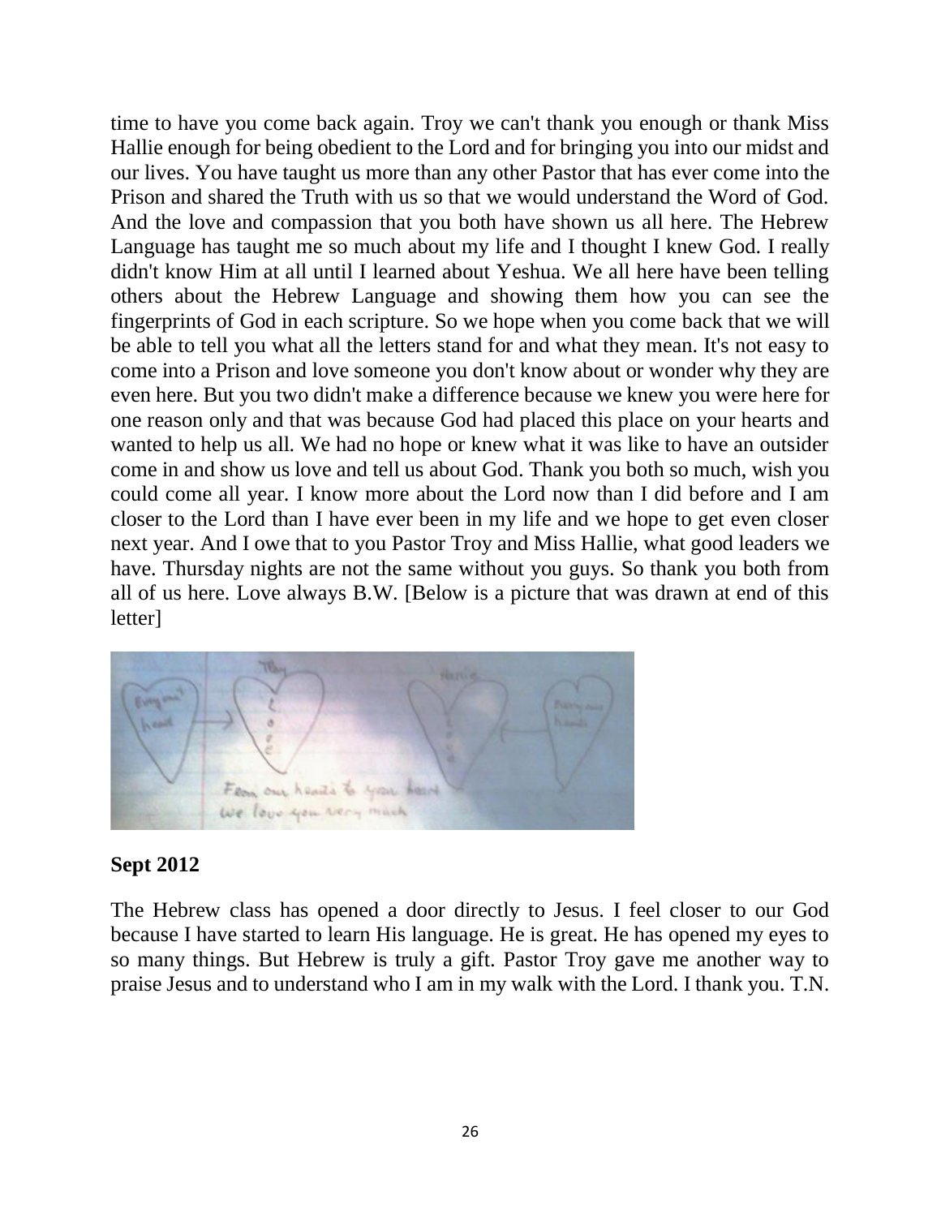time to have you come back again. Troy we can't thank you enough or thank Miss Hallie enough for being obedient to the Lord and for bringing you into our midst and our lives. You have taught us more than any other Pastor that has ever come into the Prison and shared the Truth with us so that we would understand the Word of God. And the love and compassion that you both have shown us all here. The Hebrew Language has taught me so much about my life and I thought I knew God. I really didn't know Him at all until I learned about Yeshua. We all here have been telling others about the Hebrew Language and showing them how you can see the fingerprints of God in each scripture. So we hope when you come back that we will be able to tell you what all the letters stand for and what they mean. It's not easy to come into a Prison and love someone you don't know about or wonder why they are even here. But you two didn't make a difference because we knew you were here for one reason only and that was because God had placed this place on your hearts and wanted to help us all. We had no hope or knew what it was like to have an outsider come in and show us love and tell us about God. Thank you both so much, wish you could come all year. I know more about the Lord now than I did before and I am closer to the Lord than I have ever been in my life and we hope to get even closer next year. And I owe that to you Pastor Troy and Miss Hallie, what good leaders we have. Thursday nights are not the same without you guys. So thank you both from all of us here. Love always B.W. [Below is a picture that was drawn at end of this letter]

**Sept 2012**

The Hebrew class has opened a door directly to Jesus. I feel closer to our God because I have started to learn His language. He is great. He has opened my eyes to so many things. But Hebrew is truly a gift. Pastor Troy gave me another way to praise Jesus and to understand who I am in my walk with the Lord. I thank you. T.N.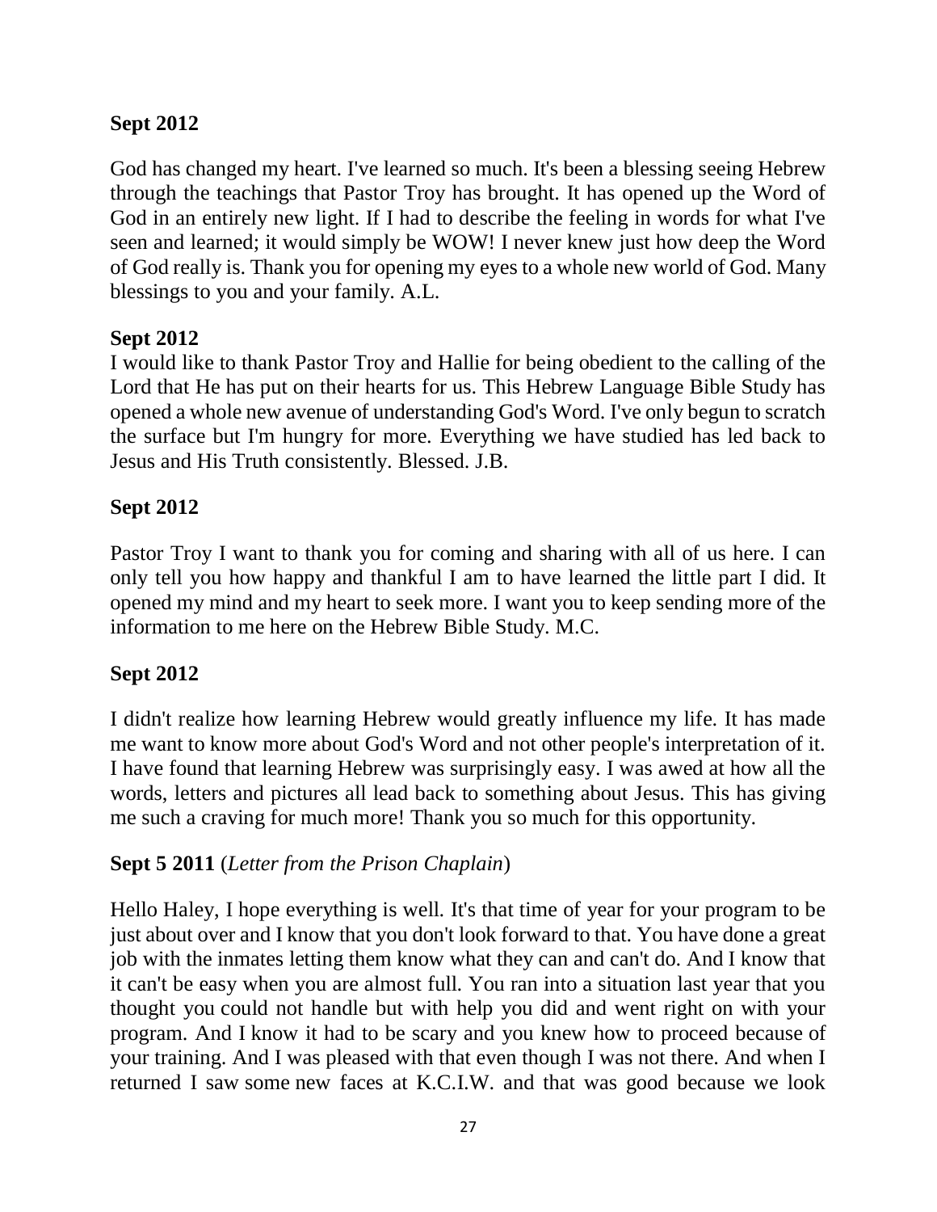**Sept 2012**

God has changed my heart. I've learned so much. It's been a blessing seeing Hebrew through the teachings that Pastor Troy has brought. It has opened up the Word of God in an entirely new light. If I had to describe the feeling in words for what I've seen and learned; it would simply be WOW! I never knew just how deep the Word of God really is. Thank you for opening my eyes to a whole new world of God. Many blessings to you and your family. A.L.

**Sept 2012**

I would like to thank Pastor Troy and Hallie for being obedient to the calling of the Lord that He has put on their hearts for us. This Hebrew Language Bible Study has opened a whole new avenue of understanding God's Word. I've only begun to scratch the surface but I'm hungry for more. Everything we have studied has led back to Jesus and His Truth consistently. Blessed. J.B.

**Sept 2012**

Pastor Troy I want to thank you for coming and sharing with all of us here. I can only tell you how happy and thankful I am to have learned the little part I did. It opened my mind and my heart to seek more. I want you to keep sending more of the information to me here on the Hebrew Bible Study. M.C.

**Sept 2012**

I didn't realize how learning Hebrew would greatly influence my life. It has made me want to know more about God's Word and not other people's interpretation of it. I have found that learning Hebrew was surprisingly easy. I was awed at how all the words, letters and pictures all lead back to something about Jesus. This has giving me such a craving for much more! Thank you so much for this opportunity.

**Sept 5 2011** (*Letter from the Prison Chaplain*)

Hello Haley, I hope everything is well. It's that time of year for your program to be just about over and I know that you don't look forward to that. You have done a great job with the inmates letting them know what they can and can't do. And I know that it can't be easy when you are almost full. You ran into a situation last year that you thought you could not handle but with help you did and went right on with your program. And I know it had to be scary and you knew how to proceed because of your training. And I was pleased with that even though I was not there. And when I returned I saw some new faces at K.C.I.W. and that was good because we look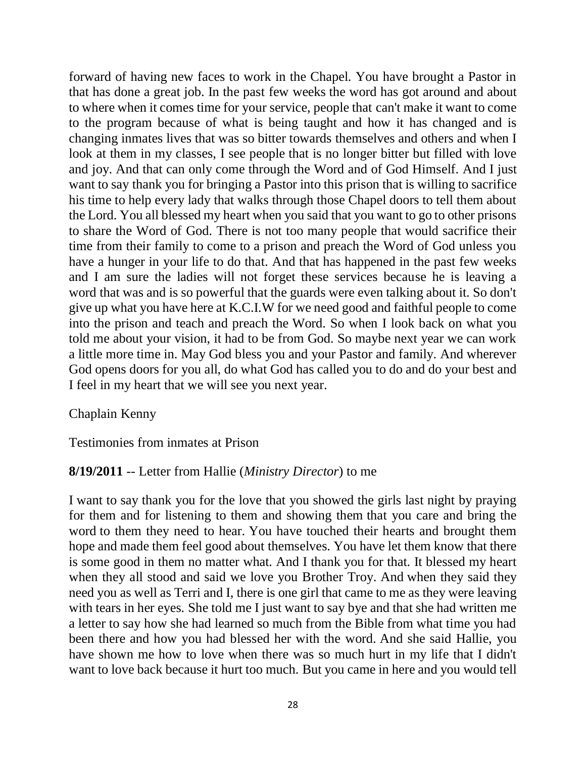forward of having new faces to work in the Chapel. You have brought a Pastor in that has done a great job. In the past few weeks the word has got around and about to where when it comes time for your service, people that can't make it want to come to the program because of what is being taught and how it has changed and is changing inmates lives that was so bitter towards themselves and others and when I look at them in my classes, I see people that is no longer bitter but filled with love and joy. And that can only come through the Word and of God Himself. And I just want to say thank you for bringing a Pastor into this prison that is willing to sacrifice his time to help every lady that walks through those Chapel doors to tell them about the Lord. You all blessed my heart when you said that you want to go to other prisons to share the Word of God. There is not too many people that would sacrifice their time from their family to come to a prison and preach the Word of God unless you have a hunger in your life to do that. And that has happened in the past few weeks and I am sure the ladies will not forget these services because he is leaving a word that was and is so powerful that the guards were even talking about it. So don't give up what you have here at K.C.I.W for we need good and faithful people to come into the prison and teach and preach the Word. So when I look back on what you told me about your vision, it had to be from God. So maybe next year we can work a little more time in. May God bless you and your Pastor and family. And wherever God opens doors for you all, do what God has called you to do and do your best and I feel in my heart that we will see you next year.

Chaplain Kenny

Testimonies from inmates at Prison

**8/19/2011** -- Letter from Hallie (*Ministry Director*) to me

I want to say thank you for the love that you showed the girls last night by praying for them and for listening to them and showing them that you care and bring the word to them they need to hear. You have touched their hearts and brought them hope and made them feel good about themselves. You have let them know that there is some good in them no matter what. And I thank you for that. It blessed my heart when they all stood and said we love you Brother Troy. And when they said they need you as well as Terri and I, there is one girl that came to me as they were leaving with tears in her eyes. She told me I just want to say bye and that she had written me a letter to say how she had learned so much from the Bible from what time you had been there and how you had blessed her with the word. And she said Hallie, you have shown me how to love when there was so much hurt in my life that I didn't want to love back because it hurt too much. But you came in here and you would tell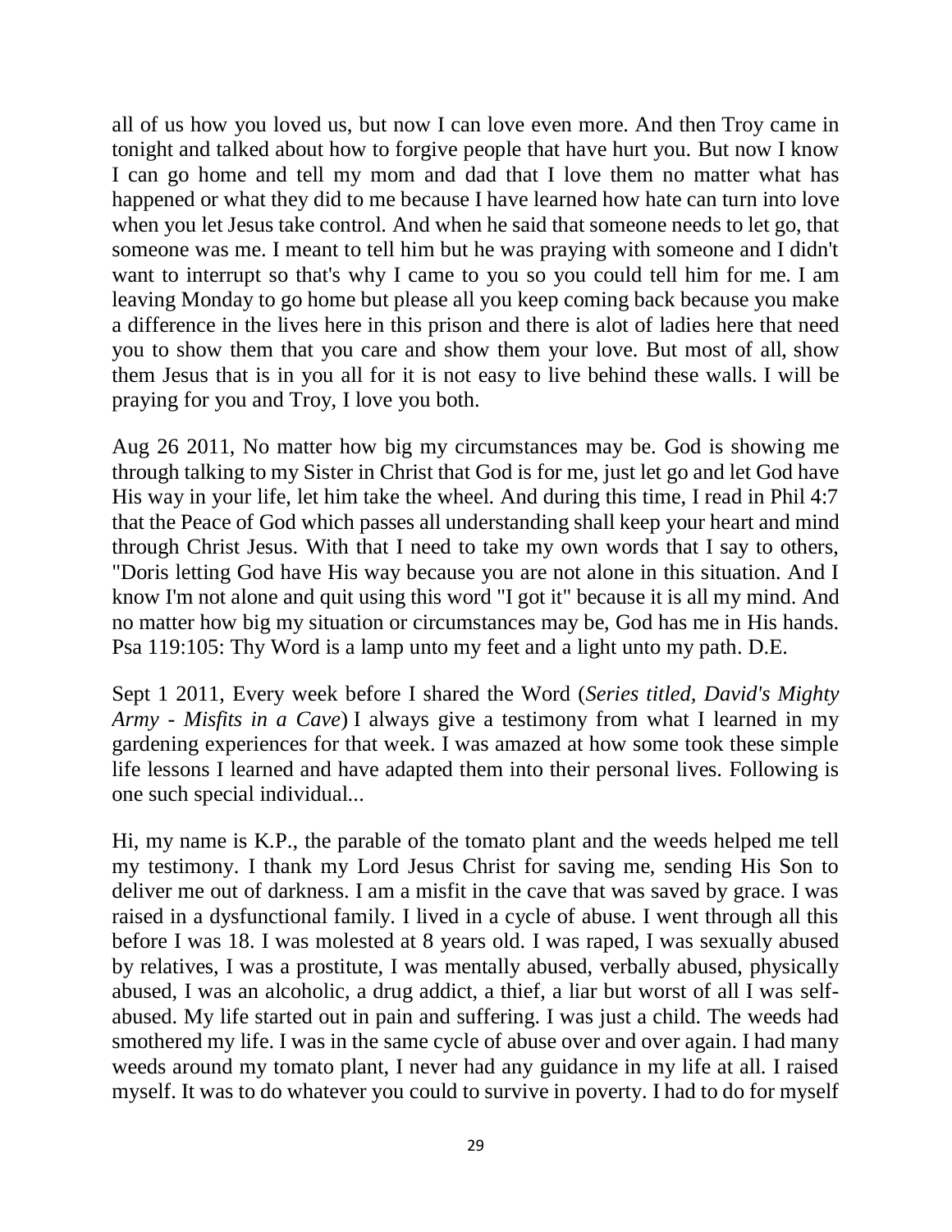all of us how you loved us, but now I can love even more. And then Troy came in tonight and talked about how to forgive people that have hurt you. But now I know I can go home and tell my mom and dad that I love them no matter what has happened or what they did to me because I have learned how hate can turn into love when you let Jesus take control. And when he said that someone needs to let go, that someone was me. I meant to tell him but he was praying with someone and I didn't want to interrupt so that's why I came to you so you could tell him for me. I am leaving Monday to go home but please all you keep coming back because you make a difference in the lives here in this prison and there is alot of ladies here that need you to show them that you care and show them your love. But most of all, show them Jesus that is in you all for it is not easy to live behind these walls. I will be praying for you and Troy, I love you both.

Aug 26 2011, No matter how big my circumstances may be. God is showing me through talking to my Sister in Christ that God is for me, just let go and let God have His way in your life, let him take the wheel. And during this time, I read in Phil 4:7 that the Peace of God which passes all understanding shall keep your heart and mind through Christ Jesus. With that I need to take my own words that I say to others, "Doris letting God have His way because you are not alone in this situation. And I know I'm not alone and quit using this word "I got it" because it is all my mind. And no matter how big my situation or circumstances may be, God has me in His hands. Psa 119:105: Thy Word is a lamp unto my feet and a light unto my path. D.E.

Sept 1 2011, Every week before I shared the Word (*Series titled, David's Mighty Army - Misfits in a Cave*) I always give a testimony from what I learned in my gardening experiences for that week. I was amazed at how some took these simple life lessons I learned and have adapted them into their personal lives. Following is one such special individual...

Hi, my name is K.P., the parable of the tomato plant and the weeds helped me tell my testimony. I thank my Lord Jesus Christ for saving me, sending His Son to deliver me out of darkness. I am a misfit in the cave that was saved by grace. I was raised in a dysfunctional family. I lived in a cycle of abuse. I went through all this before I was 18. I was molested at 8 years old. I was raped, I was sexually abused by relatives, I was a prostitute, I was mentally abused, verbally abused, physically abused, I was an alcoholic, a drug addict, a thief, a liar but worst of all I was self-abused. My life started out in pain and suffering. I was just a child. The weeds had smothered my life. I was in the same cycle of abuse over and over again. I had many weeds around my tomato plant, I never had any guidance in my life at all. I raised myself. It was to do whatever you could to survive in poverty. I had to do for myself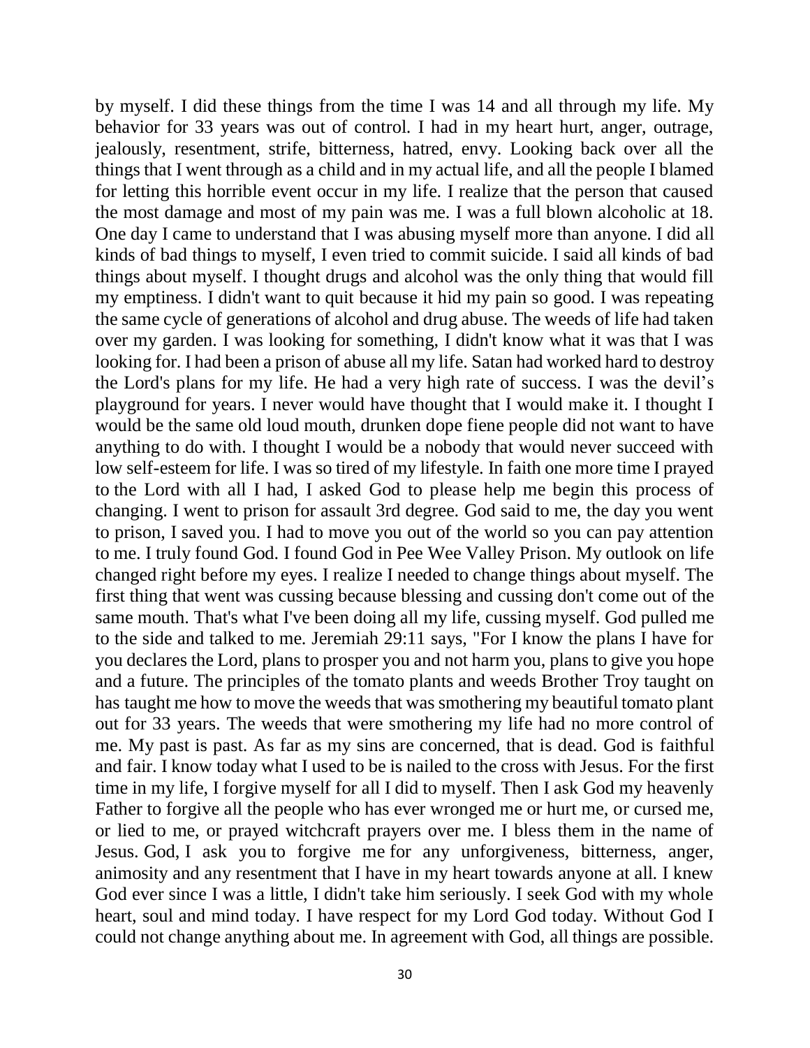by myself. I did these things from the time I was 14 and all through my life. My behavior for 33 years was out of control. I had in my heart hurt, anger, outrage, jealously, resentment, strife, bitterness, hatred, envy. Looking back over all the things that I went through as a child and in my actual life, and all the people I blamed for letting this horrible event occur in my life. I realize that the person that caused the most damage and most of my pain was me. I was a full blown alcoholic at 18. One day I came to understand that I was abusing myself more than anyone. I did all kinds of bad things to myself, I even tried to commit suicide. I said all kinds of bad things about myself. I thought drugs and alcohol was the only thing that would fill my emptiness. I didn't want to quit because it hid my pain so good. I was repeating the same cycle of generations of alcohol and drug abuse. The weeds of life had taken over my garden. I was looking for something, I didn't know what it was that I was looking for. I had been a prison of abuse all my life. Satan had worked hard to destroy the Lord's plans for my life. He had a very high rate of success. I was the devil's playground for years. I never would have thought that I would make it. I thought I would be the same old loud mouth, drunken dope fiene people did not want to have anything to do with. I thought I would be a nobody that would never succeed with low self-esteem for life. I was so tired of my lifestyle. In faith one more time I prayed to the Lord with all I had, I asked God to please help me begin this process of changing. I went to prison for assault 3rd degree. God said to me, the day you went to prison, I saved you. I had to move you out of the world so you can pay attention to me. I truly found God. I found God in Pee Wee Valley Prison. My outlook on life changed right before my eyes. I realize I needed to change things about myself. The first thing that went was cussing because blessing and cussing don't come out of the same mouth. That's what I've been doing all my life, cussing myself. God pulled me to the side and talked to me. Jeremiah 29:11 says, "For I know the plans I have for you declares the Lord, plans to prosper you and not harm you, plans to give you hope and a future. The principles of the tomato plants and weeds Brother Troy taught on has taught me how to move the weeds that was smothering my beautiful tomato plant out for 33 years. The weeds that were smothering my life had no more control of me. My past is past. As far as my sins are concerned, that is dead. God is faithful and fair. I know today what I used to be is nailed to the cross with Jesus. For the first time in my life, I forgive myself for all I did to myself. Then I ask God my heavenly Father to forgive all the people who has ever wronged me or hurt me, or cursed me, or lied to me, or prayed witchcraft prayers over me. I bless them in the name of Jesus. God, I ask you to forgive me for any unforgiveness, bitterness, anger, animosity and any resentment that I have in my heart towards anyone at all. I knew God ever since I was a little, I didn't take him seriously. I seek God with my whole heart, soul and mind today. I have respect for my Lord God today. Without God I could not change anything about me. In agreement with God, all things are possible.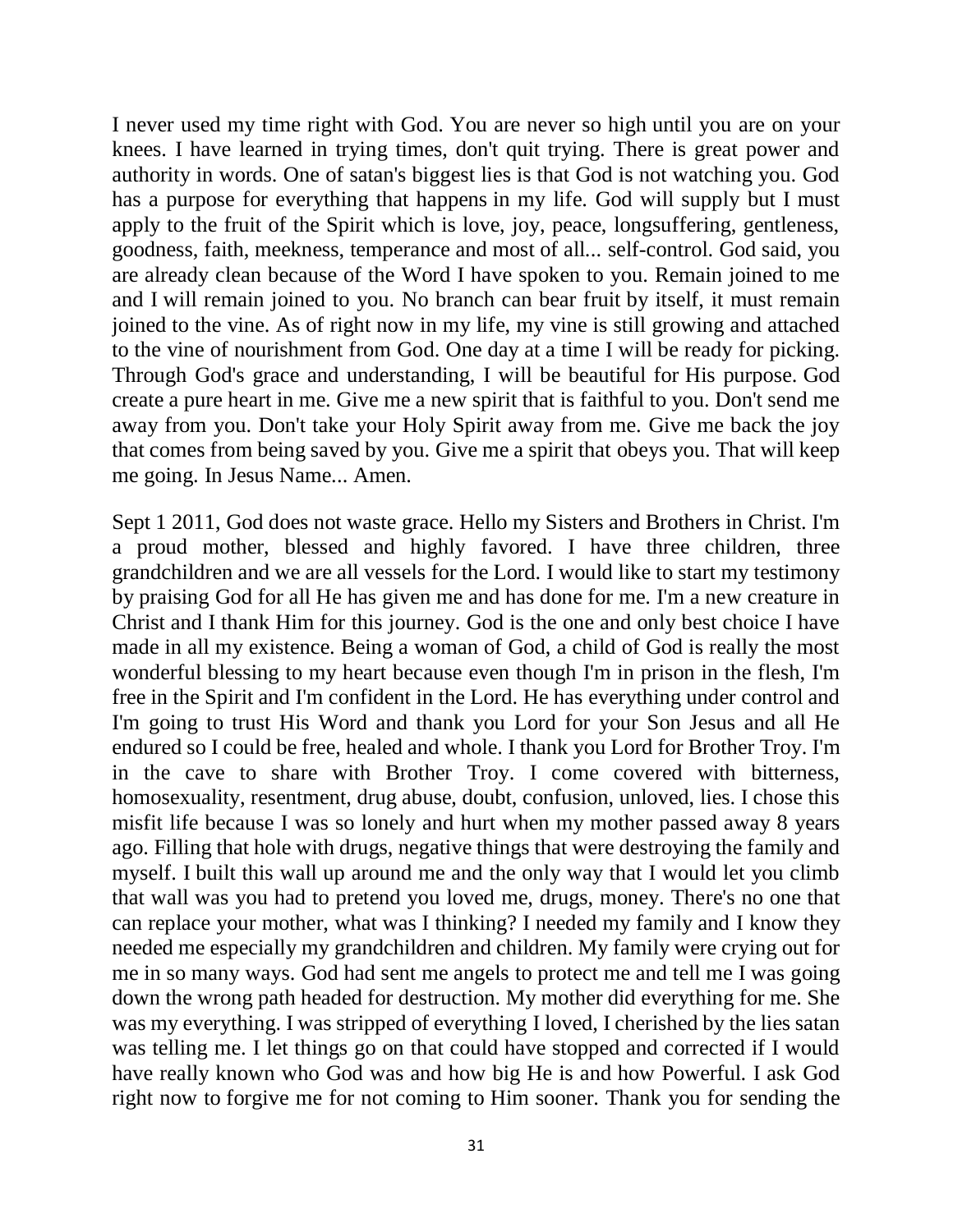I never used my time right with God. You are never so high until you are on your knees. I have learned in trying times, don't quit trying. There is great power and authority in words. One of satan's biggest lies is that God is not watching you. God has a purpose for everything that happens in my life. God will supply but I must apply to the fruit of the Spirit which is love, joy, peace, longsuffering, gentleness, goodness, faith, meekness, temperance and most of all... self-control. God said, you are already clean because of the Word I have spoken to you. Remain joined to me and I will remain joined to you. No branch can bear fruit by itself, it must remain joined to the vine. As of right now in my life, my vine is still growing and attached to the vine of nourishment from God. One day at a time I will be ready for picking. Through God's grace and understanding, I will be beautiful for His purpose. God create a pure heart in me. Give me a new spirit that is faithful to you. Don't send me away from you. Don't take your Holy Spirit away from me. Give me back the joy that comes from being saved by you. Give me a spirit that obeys you. That will keep me going. In Jesus Name... Amen.

Sept 1 2011, God does not waste grace. Hello my Sisters and Brothers in Christ. I'm a proud mother, blessed and highly favored. I have three children, three grandchildren and we are all vessels for the Lord. I would like to start my testimony by praising God for all He has given me and has done for me. I'm a new creature in Christ and I thank Him for this journey. God is the one and only best choice I have made in all my existence. Being a woman of God, a child of God is really the most wonderful blessing to my heart because even though I'm in prison in the flesh, I'm free in the Spirit and I'm confident in the Lord. He has everything under control and I'm going to trust His Word and thank you Lord for your Son Jesus and all He endured so I could be free, healed and whole. I thank you Lord for Brother Troy. I'm in the cave to share with Brother Troy. I come covered with bitterness, homosexuality, resentment, drug abuse, doubt, confusion, unloved, lies. I chose this misfit life because I was so lonely and hurt when my mother passed away 8 years ago. Filling that hole with drugs, negative things that were destroying the family and myself. I built this wall up around me and the only way that I would let you climb that wall was you had to pretend you loved me, drugs, money. There's no one that can replace your mother, what was I thinking? I needed my family and I know they needed me especially my grandchildren and children. My family were crying out for me in so many ways. God had sent me angels to protect me and tell me I was going down the wrong path headed for destruction. My mother did everything for me. She was my everything. I was stripped of everything I loved, I cherished by the lies satan was telling me. I let things go on that could have stopped and corrected if I would have really known who God was and how big He is and how Powerful. I ask God right now to forgive me for not coming to Him sooner. Thank you for sending the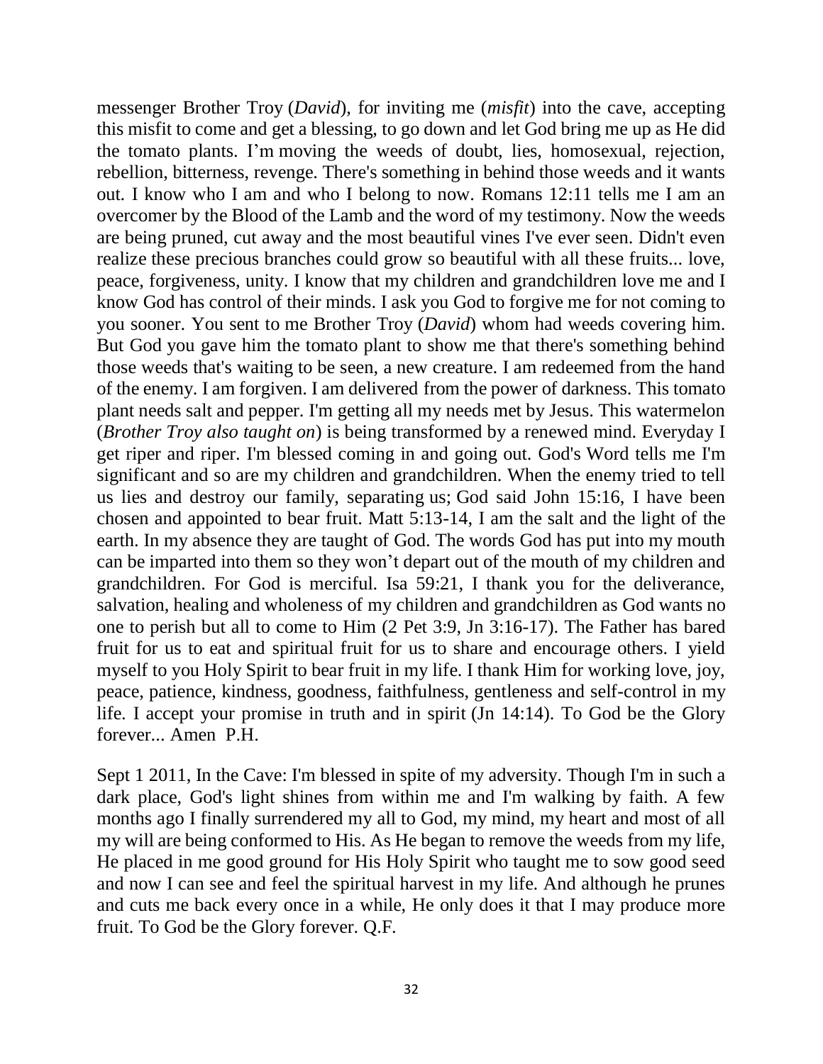messenger Brother Troy (*David*), for inviting me (*misfit*) into the cave, accepting this misfit to come and get a blessing, to go down and let God bring me up as He did the tomato plants. I'm moving the weeds of doubt, lies, homosexual, rejection, rebellion, bitterness, revenge. There's something in behind those weeds and it wants out. I know who I am and who I belong to now. Romans 12:11 tells me I am an overcomer by the Blood of the Lamb and the word of my testimony. Now the weeds are being pruned, cut away and the most beautiful vines I've ever seen. Didn't even realize these precious branches could grow so beautiful with all these fruits... love, peace, forgiveness, unity. I know that my children and grandchildren love me and I know God has control of their minds. I ask you God to forgive me for not coming to you sooner. You sent to me Brother Troy (*David*) whom had weeds covering him. But God you gave him the tomato plant to show me that there's something behind those weeds that's waiting to be seen, a new creature. I am redeemed from the hand of the enemy. I am forgiven. I am delivered from the power of darkness. This tomato plant needs salt and pepper. I'm getting all my needs met by Jesus. This watermelon (*Brother Troy also taught on*) is being transformed by a renewed mind. Everyday I get riper and riper. I'm blessed coming in and going out. God's Word tells me I'm significant and so are my children and grandchildren. When the enemy tried to tell us lies and destroy our family, separating us; God said John 15:16, I have been chosen and appointed to bear fruit. Matt 5:13-14, I am the salt and the light of the earth. In my absence they are taught of God. The words God has put into my mouth can be imparted into them so they won't depart out of the mouth of my children and grandchildren. For God is merciful. Isa 59:21, I thank you for the deliverance, salvation, healing and wholeness of my children and grandchildren as God wants no one to perish but all to come to Him (2 Pet 3:9, Jn 3:16-17). The Father has bared fruit for us to eat and spiritual fruit for us to share and encourage others. I yield myself to you Holy Spirit to bear fruit in my life. I thank Him for working love, joy, peace, patience, kindness, goodness, faithfulness, gentleness and self-control in my life. I accept your promise in truth and in spirit (Jn 14:14). To God be the Glory forever... Amen P.H.

Sept 1 2011, In the Cave: I'm blessed in spite of my adversity. Though I'm in such a dark place, God's light shines from within me and I'm walking by faith. A few months ago I finally surrendered my all to God, my mind, my heart and most of all my will are being conformed to His. As He began to remove the weeds from my life, He placed in me good ground for His Holy Spirit who taught me to sow good seed and now I can see and feel the spiritual harvest in my life. And although he prunes and cuts me back every once in a while, He only does it that I may produce more fruit. To God be the Glory forever. Q.F.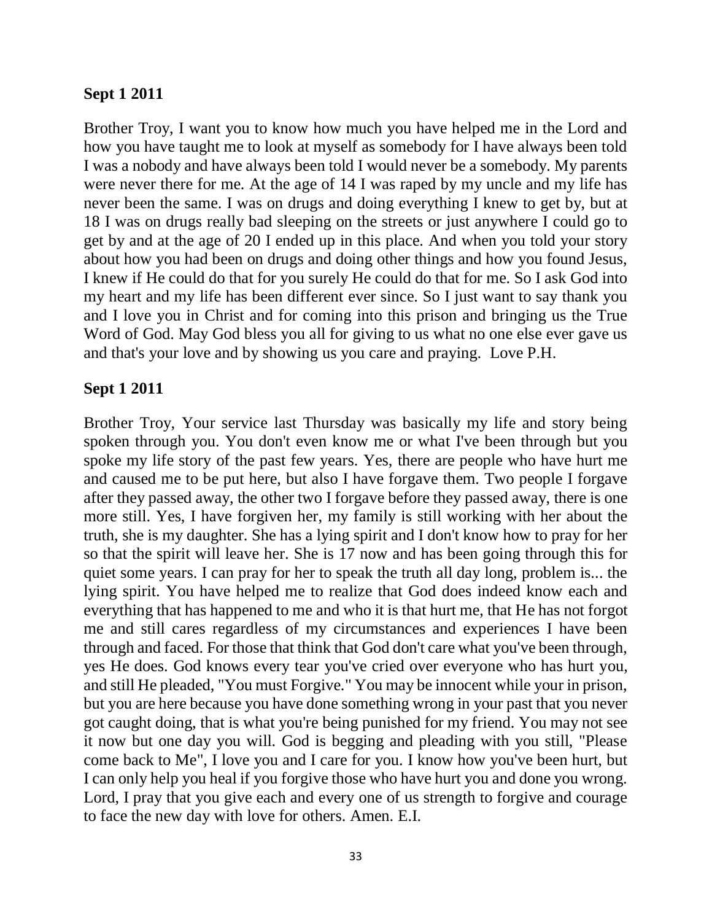**Sept 1 2011**

Brother Troy, I want you to know how much you have helped me in the Lord and how you have taught me to look at myself as somebody for I have always been told I was a nobody and have always been told I would never be a somebody. My parents were never there for me. At the age of 14 I was raped by my uncle and my life has never been the same. I was on drugs and doing everything I knew to get by, but at 18 I was on drugs really bad sleeping on the streets or just anywhere I could go to get by and at the age of 20 I ended up in this place. And when you told your story about how you had been on drugs and doing other things and how you found Jesus, I knew if He could do that for you surely He could do that for me. So I ask God into my heart and my life has been different ever since. So I just want to say thank you and I love you in Christ and for coming into this prison and bringing us the True Word of God. May God bless you all for giving to us what no one else ever gave us and that's your love and by showing us you care and praying. Love P.H.

**Sept 1 2011**

Brother Troy, Your service last Thursday was basically my life and story being spoken through you. You don't even know me or what I've been through but you spoke my life story of the past few years. Yes, there are people who have hurt me and caused me to be put here, but also I have forgave them. Two people I forgave after they passed away, the other two I forgave before they passed away, there is one more still. Yes, I have forgiven her, my family is still working with her about the truth, she is my daughter. She has a lying spirit and I don't know how to pray for her so that the spirit will leave her. She is 17 now and has been going through this for quiet some years. I can pray for her to speak the truth all day long, problem is... the lying spirit. You have helped me to realize that God does indeed know each and everything that has happened to me and who it is that hurt me, that He has not forgot me and still cares regardless of my circumstances and experiences I have been through and faced. For those that think that God don't care what you've been through, yes He does. God knows every tear you've cried over everyone who has hurt you, and still He pleaded, "You must Forgive." You may be innocent while your in prison, but you are here because you have done something wrong in your past that you never got caught doing, that is what you're being punished for my friend. You may not see it now but one day you will. God is begging and pleading with you still, "Please come back to Me", I love you and I care for you. I know how you've been hurt, but I can only help you heal if you forgive those who have hurt you and done you wrong. Lord, I pray that you give each and every one of us strength to forgive and courage to face the new day with love for others. Amen. E.I.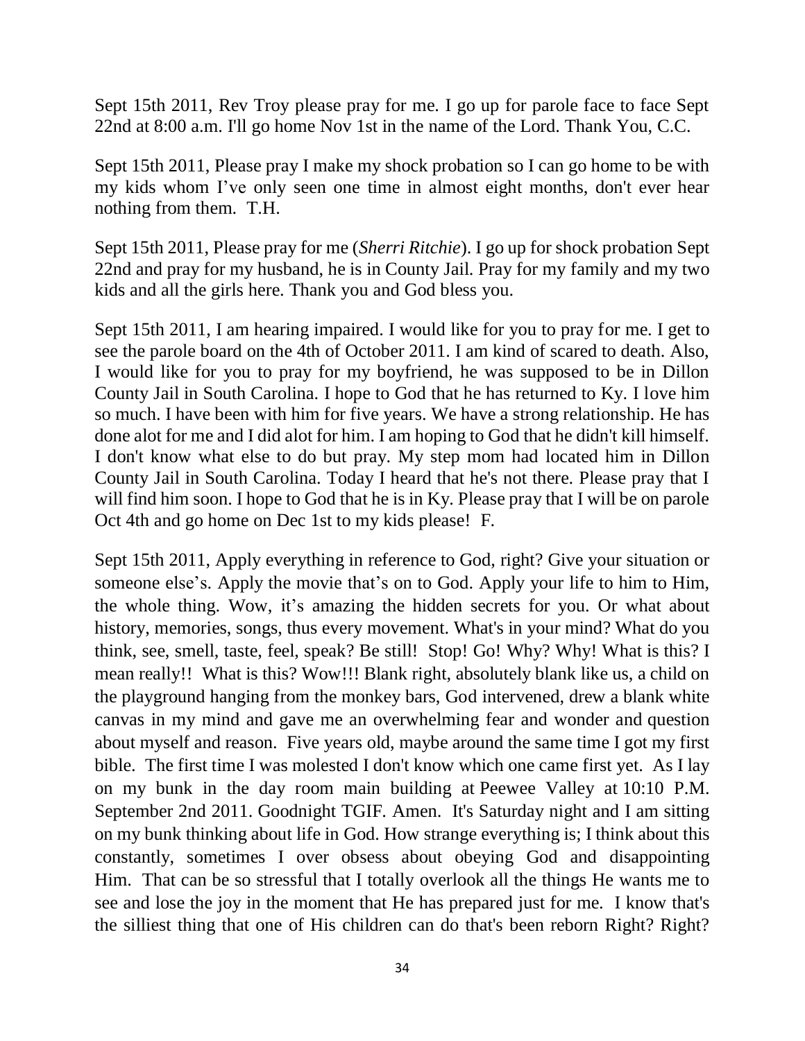Sept 15th 2011, Rev Troy please pray for me. I go up for parole face to face Sept 22nd at 8:00 a.m. I'll go home Nov 1st in the name of the Lord. Thank You, C.C.

Sept 15th 2011, Please pray I make my shock probation so I can go home to be with my kids whom I've only seen one time in almost eight months, don't ever hear nothing from them. T.H.

Sept 15th 2011, Please pray for me (*Sherri Ritchie*). I go up for shock probation Sept 22nd and pray for my husband, he is in County Jail. Pray for my family and my two kids and all the girls here. Thank you and God bless you.

Sept 15th 2011, I am hearing impaired. I would like for you to pray for me. I get to see the parole board on the 4th of October 2011. I am kind of scared to death. Also, I would like for you to pray for my boyfriend, he was supposed to be in Dillon County Jail in South Carolina. I hope to God that he has returned to Ky. I love him so much. I have been with him for five years. We have a strong relationship. He has done alot for me and I did alot for him. I am hoping to God that he didn't kill himself. I don't know what else to do but pray. My step mom had located him in Dillon County Jail in South Carolina. Today I heard that he's not there. Please pray that I will find him soon. I hope to God that he is in Ky. Please pray that I will be on parole Oct 4th and go home on Dec 1st to my kids please! F.

Sept 15th 2011, Apply everything in reference to God, right? Give your situation or someone else's. Apply the movie that's on to God. Apply your life to him to Him, the whole thing. Wow, it's amazing the hidden secrets for you. Or what about history, memories, songs, thus every movement. What's in your mind? What do you think, see, smell, taste, feel, speak? Be still! Stop! Go! Why? Why! What is this? I mean really!! What is this? Wow!!! Blank right, absolutely blank like us, a child on the playground hanging from the monkey bars, God intervened, drew a blank white canvas in my mind and gave me an overwhelming fear and wonder and question about myself and reason. Five years old, maybe around the same time I got my first bible. The first time I was molested I don't know which one came first yet. As I lay on my bunk in the day room main building at Peewee Valley at 10:10 P.M. September 2nd 2011. Goodnight TGIF. Amen. It's Saturday night and I am sitting on my bunk thinking about life in God. How strange everything is; I think about this constantly, sometimes I over obsess about obeying God and disappointing Him. That can be so stressful that I totally overlook all the things He wants me to see and lose the joy in the moment that He has prepared just for me. I know that's the silliest thing that one of His children can do that's been reborn Right? Right?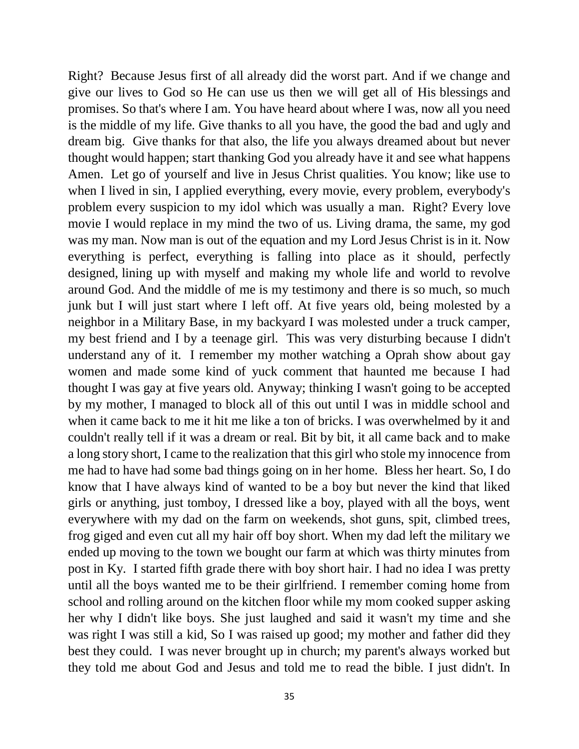Right? Because Jesus first of all already did the worst part. And if we change and give our lives to God so He can use us then we will get all of His blessings and promises. So that's where I am. You have heard about where I was, now all you need is the middle of my life. Give thanks to all you have, the good the bad and ugly and dream big. Give thanks for that also, the life you always dreamed about but never thought would happen; start thanking God you already have it and see what happens Amen. Let go of yourself and live in Jesus Christ qualities. You know; like use to when I lived in sin, I applied everything, every movie, every problem, everybody's problem every suspicion to my idol which was usually a man. Right? Every love movie I would replace in my mind the two of us. Living drama, the same, my god was my man. Now man is out of the equation and my Lord Jesus Christ is in it. Now everything is perfect, everything is falling into place as it should, perfectly designed, lining up with myself and making my whole life and world to revolve around God. And the middle of me is my testimony and there is so much, so much junk but I will just start where I left off. At five years old, being molested by a neighbor in a Military Base, in my backyard I was molested under a truck camper, my best friend and I by a teenage girl. This was very disturbing because I didn't understand any of it. I remember my mother watching a Oprah show about gay women and made some kind of yuck comment that haunted me because I had thought I was gay at five years old. Anyway; thinking I wasn't going to be accepted by my mother, I managed to block all of this out until I was in middle school and when it came back to me it hit me like a ton of bricks. I was overwhelmed by it and couldn't really tell if it was a dream or real. Bit by bit, it all came back and to make a long story short, I came to the realization that this girl who stole my innocence from me had to have had some bad things going on in her home. Bless her heart. So, I do know that I have always kind of wanted to be a boy but never the kind that liked girls or anything, just tomboy, I dressed like a boy, played with all the boys, went everywhere with my dad on the farm on weekends, shot guns, spit, climbed trees, frog giged and even cut all my hair off boy short. When my dad left the military we ended up moving to the town we bought our farm at which was thirty minutes from post in Ky. I started fifth grade there with boy short hair. I had no idea I was pretty until all the boys wanted me to be their girlfriend. I remember coming home from school and rolling around on the kitchen floor while my mom cooked supper asking her why I didn't like boys. She just laughed and said it wasn't my time and she was right I was still a kid, So I was raised up good; my mother and father did they best they could. I was never brought up in church; my parent's always worked but they told me about God and Jesus and told me to read the bible. I just didn't. In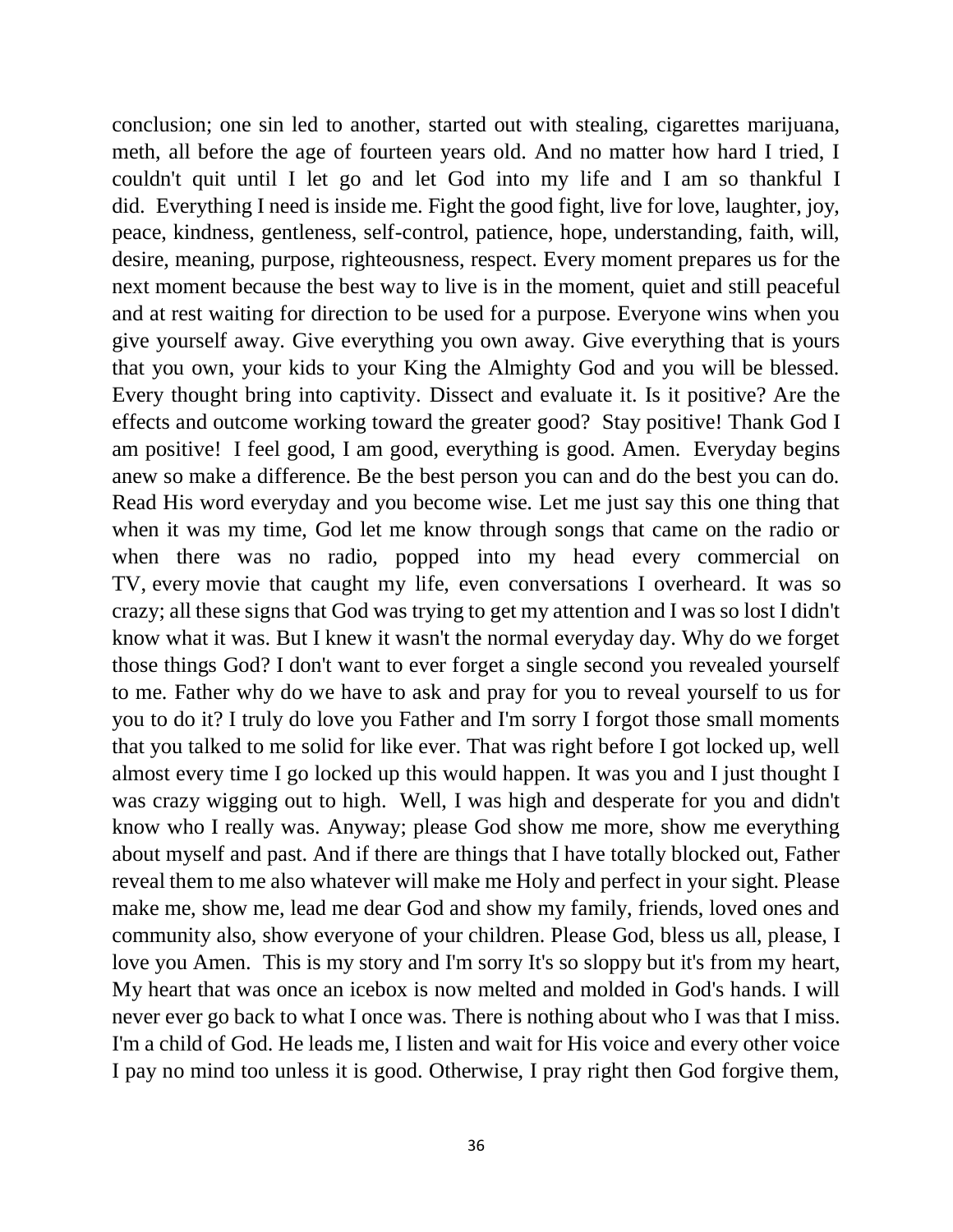conclusion; one sin led to another, started out with stealing, cigarettes marijuana, meth, all before the age of fourteen years old. And no matter how hard I tried, I couldn't quit until I let go and let God into my life and I am so thankful I did. Everything I need is inside me. Fight the good fight, live for love, laughter, joy, peace, kindness, gentleness, self-control, patience, hope, understanding, faith, will, desire, meaning, purpose, righteousness, respect. Every moment prepares us for the next moment because the best way to live is in the moment, quiet and still peaceful and at rest waiting for direction to be used for a purpose. Everyone wins when you give yourself away. Give everything you own away. Give everything that is yours that you own, your kids to your King the Almighty God and you will be blessed. Every thought bring into captivity. Dissect and evaluate it. Is it positive? Are the effects and outcome working toward the greater good? Stay positive! Thank God I am positive! I feel good, I am good, everything is good. Amen. Everyday begins anew so make a difference. Be the best person you can and do the best you can do. Read His word everyday and you become wise. Let me just say this one thing that when it was my time, God let me know through songs that came on the radio or when there was no radio, popped into my head every commercial on TV, every movie that caught my life, even conversations I overheard. It was so crazy; all these signs that God was trying to get my attention and I was so lost I didn't know what it was. But I knew it wasn't the normal everyday day. Why do we forget those things God? I don't want to ever forget a single second you revealed yourself to me. Father why do we have to ask and pray for you to reveal yourself to us for you to do it? I truly do love you Father and I'm sorry I forgot those small moments that you talked to me solid for like ever. That was right before I got locked up, well almost every time I go locked up this would happen. It was you and I just thought I was crazy wigging out to high. Well, I was high and desperate for you and didn't know who I really was. Anyway; please God show me more, show me everything about myself and past. And if there are things that I have totally blocked out, Father reveal them to me also whatever will make me Holy and perfect in your sight. Please make me, show me, lead me dear God and show my family, friends, loved ones and community also, show everyone of your children. Please God, bless us all, please, I love you Amen. This is my story and I'm sorry It's so sloppy but it's from my heart, My heart that was once an icebox is now melted and molded in God's hands. I will never ever go back to what I once was. There is nothing about who I was that I miss. I'm a child of God. He leads me, I listen and wait for His voice and every other voice I pay no mind too unless it is good. Otherwise, I pray right then God forgive them,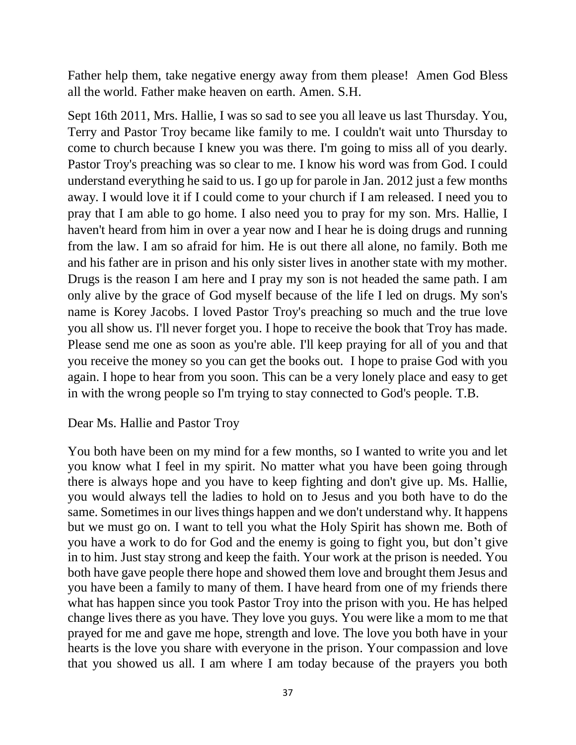Father help them, take negative energy away from them please! Amen God Bless all the world. Father make heaven on earth. Amen. S.H.

Sept 16th 2011, Mrs. Hallie, I was so sad to see you all leave us last Thursday. You, Terry and Pastor Troy became like family to me. I couldn't wait unto Thursday to come to church because I knew you was there. I'm going to miss all of you dearly. Pastor Troy's preaching was so clear to me. I know his word was from God. I could understand everything he said to us. I go up for parole in Jan. 2012 just a few months away. I would love it if I could come to your church if I am released. I need you to pray that I am able to go home. I also need you to pray for my son. Mrs. Hallie, I haven't heard from him in over a year now and I hear he is doing drugs and running from the law. I am so afraid for him. He is out there all alone, no family. Both me and his father are in prison and his only sister lives in another state with my mother. Drugs is the reason I am here and I pray my son is not headed the same path. I am only alive by the grace of God myself because of the life I led on drugs. My son's name is Korey Jacobs. I loved Pastor Troy's preaching so much and the true love you all show us. I'll never forget you. I hope to receive the book that Troy has made. Please send me one as soon as you're able. I'll keep praying for all of you and that you receive the money so you can get the books out. I hope to praise God with you again. I hope to hear from you soon. This can be a very lonely place and easy to get in with the wrong people so I'm trying to stay connected to God's people. T.B.

Dear Ms. Hallie and Pastor Troy

You both have been on my mind for a few months, so I wanted to write you and let you know what I feel in my spirit. No matter what you have been going through there is always hope and you have to keep fighting and don't give up. Ms. Hallie, you would always tell the ladies to hold on to Jesus and you both have to do the same. Sometimes in our lives things happen and we don't understand why. It happens but we must go on. I want to tell you what the Holy Spirit has shown me. Both of you have a work to do for God and the enemy is going to fight you, but don't give in to him. Just stay strong and keep the faith. Your work at the prison is needed. You both have gave people there hope and showed them love and brought them Jesus and you have been a family to many of them. I have heard from one of my friends there what has happen since you took Pastor Troy into the prison with you. He has helped change lives there as you have. They love you guys. You were like a mom to me that prayed for me and gave me hope, strength and love. The love you both have in your hearts is the love you share with everyone in the prison. Your compassion and love that you showed us all. I am where I am today because of the prayers you both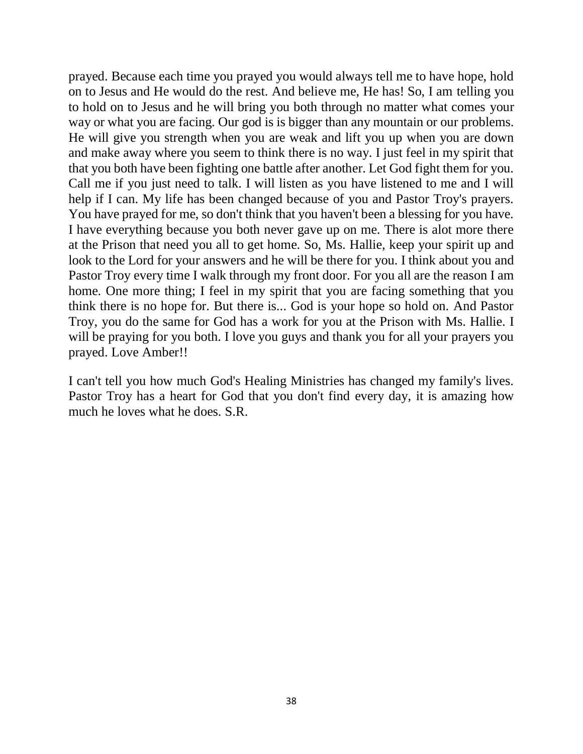prayed. Because each time you prayed you would always tell me to have hope, hold on to Jesus and He would do the rest. And believe me, He has! So, I am telling you to hold on to Jesus and he will bring you both through no matter what comes your way or what you are facing. Our god is is bigger than any mountain or our problems. He will give you strength when you are weak and lift you up when you are down and make away where you seem to think there is no way. I just feel in my spirit that that you both have been fighting one battle after another. Let God fight them for you. Call me if you just need to talk. I will listen as you have listened to me and I will help if I can. My life has been changed because of you and Pastor Troy's prayers. You have prayed for me, so don't think that you haven't been a blessing for you have. I have everything because you both never gave up on me. There is alot more there at the Prison that need you all to get home. So, Ms. Hallie, keep your spirit up and look to the Lord for your answers and he will be there for you. I think about you and Pastor Troy every time I walk through my front door. For you all are the reason I am home. One more thing; I feel in my spirit that you are facing something that you think there is no hope for. But there is... God is your hope so hold on. And Pastor Troy, you do the same for God has a work for you at the Prison with Ms. Hallie. I will be praying for you both. I love you guys and thank you for all your prayers you prayed. Love Amber!!

I can't tell you how much God's Healing Ministries has changed my family's lives. Pastor Troy has a heart for God that you don't find every day, it is amazing how much he loves what he does. S.R.